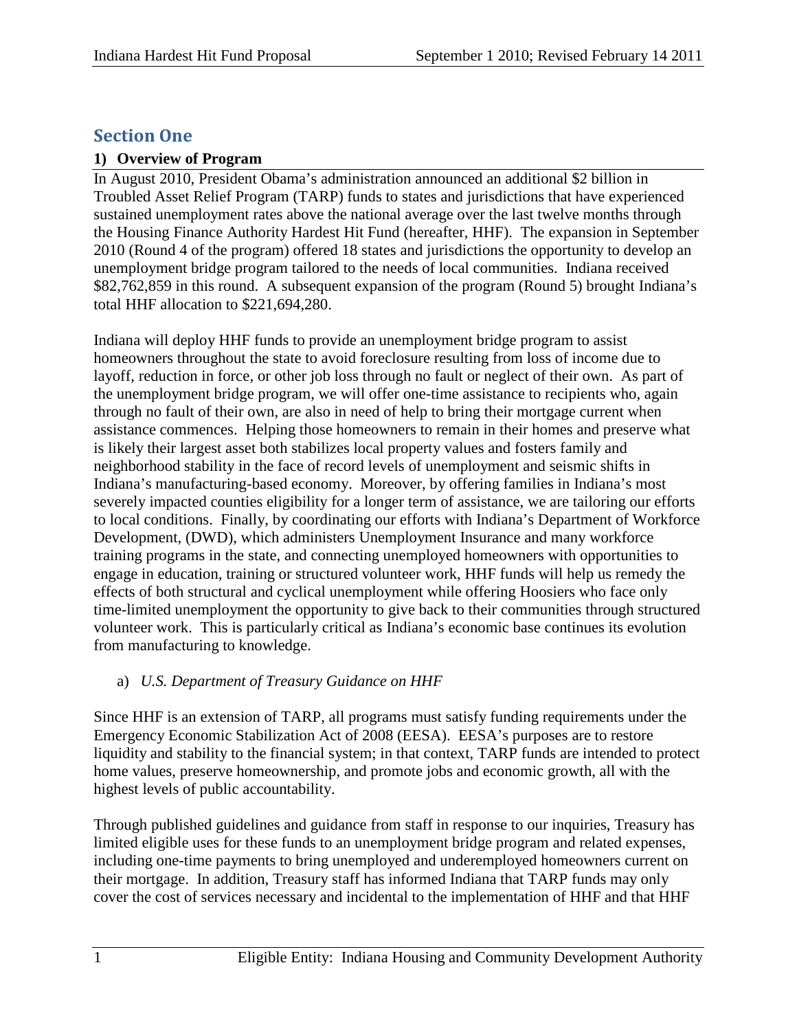# Section One

## 1) Overview of Program

In August 2010, President Obama's administration announced an additional $2 billion in Troubled Asset Relief Program (TARP) funds to states and jurisdictions that have experienced sustained unemployment rates above the national average over the last twelve months through the Housing Finance Authority Hardest Hit Fund (hereafter, HHF). The expansion in September 2010 (Round 4 of the program) offered 18 states and jurisdictions the opportunity to develop an unemployment bridge program tailored to the needs of local communities. Indiana received $82,762,859 in this round. A subsequent expansion of the program (Round 5) brought Indiana's total HHF allocation to $221,694,280.

Indiana will deploy HHF funds to provide an unemployment bridge program to assist homeowners throughout the state to avoid foreclosure resulting from loss of income due to layoff, reduction in force, or other job loss through no fault or neglect of their own. As part of the unemployment bridge program, we will offer one-time assistance to recipients who, again through no fault of their own, are also in need of help to bring their mortgage current when assistance commences. Helping those homeowners to remain in their homes and preserve what is likely their largest asset both stabilizes local property values and fosters family and neighborhood stability in the face of record levels of unemployment and seismic shifts in Indiana's manufacturing-based economy. Moreover, by offering families in Indiana's most severely impacted counties eligibility for a longer term of assistance, we are tailoring our efforts to local conditions. Finally, by coordinating our efforts with Indiana's Department of Workforce Development, (DWD), which administers Unemployment Insurance and many workforce training programs in the state, and connecting unemployed homeowners with opportunities to engage in education, training or structured volunteer work, HHF funds will help us remedy the effects of both structural and cyclical unemployment while offering Hoosiers who face only time-limited unemployment the opportunity to give back to their communities through structured volunteer work. This is particularly critical as Indiana's economic base continues its evolution from manufacturing to knowledge.

### a) *U.S. Department of Treasury Guidance on HHF*

Since HHF is an extension of TARP, all programs must satisfy funding requirements under the Emergency Economic Stabilization Act of 2008 (EESA). EESA's purposes are to restore liquidity and stability to the financial system; in that context, TARP funds are intended to protect home values, preserve homeownership, and promote jobs and economic growth, all with the highest levels of public accountability.

Through published guidelines and guidance from staff in response to our inquiries, Treasury has limited eligible uses for these funds to an unemployment bridge program and related expenses, including one-time payments to bring unemployed and underemployed homeowners current on their mortgage. In addition, Treasury staff has informed Indiana that TARP funds may only cover the cost of services necessary and incidental to the implementation of HHF and that HHF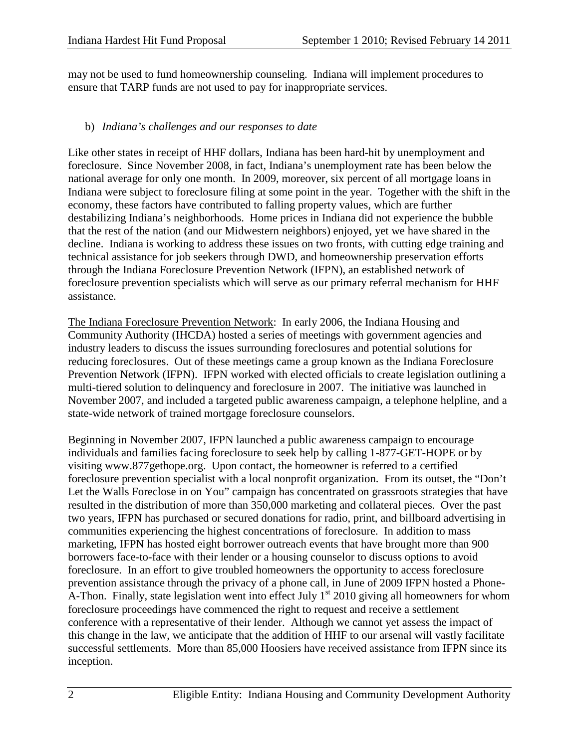may not be used to fund homeownership counseling. Indiana will implement procedures to ensure that TARP funds are not used to pay for inappropriate services.

b) *Indiana's challenges and our responses to date*

Like other states in receipt of HHF dollars, Indiana has been hard-hit by unemployment and foreclosure. Since November 2008, in fact, Indiana's unemployment rate has been below the national average for only one month. In 2009, moreover, six percent of all mortgage loans in Indiana were subject to foreclosure filing at some point in the year. Together with the shift in the economy, these factors have contributed to falling property values, which are further destabilizing Indiana's neighborhoods. Home prices in Indiana did not experience the bubble that the rest of the nation (and our Midwestern neighbors) enjoyed, yet we have shared in the decline. Indiana is working to address these issues on two fronts, with cutting edge training and technical assistance for job seekers through DWD, and homeownership preservation efforts through the Indiana Foreclosure Prevention Network (IFPN), an established network of foreclosure prevention specialists which will serve as our primary referral mechanism for HHF assistance.

<u>The Indiana Foreclosure Prevention Network</u>: In early 2006, the Indiana Housing and Community Authority (IHCDA) hosted a series of meetings with government agencies and industry leaders to discuss the issues surrounding foreclosures and potential solutions for reducing foreclosures. Out of these meetings came a group known as the Indiana Foreclosure Prevention Network (IFPN). IFPN worked with elected officials to create legislation outlining a multi-tiered solution to delinquency and foreclosure in 2007. The initiative was launched in November 2007, and included a targeted public awareness campaign, a telephone helpline, and a state-wide network of trained mortgage foreclosure counselors.

Beginning in November 2007, IFPN launched a public awareness campaign to encourage individuals and families facing foreclosure to seek help by calling 1-877-GET-HOPE or by visiting www.877gethope.org. Upon contact, the homeowner is referred to a certified foreclosure prevention specialist with a local nonprofit organization. From its outset, the "Don't Let the Walls Foreclose in on You" campaign has concentrated on grassroots strategies that have resulted in the distribution of more than 350,000 marketing and collateral pieces. Over the past two years, IFPN has purchased or secured donations for radio, print, and billboard advertising in communities experiencing the highest concentrations of foreclosure. In addition to mass marketing, IFPN has hosted eight borrower outreach events that have brought more than 900 borrowers face-to-face with their lender or a housing counselor to discuss options to avoid foreclosure. In an effort to give troubled homeowners the opportunity to access foreclosure prevention assistance through the privacy of a phone call, in June of 2009 IFPN hosted a Phone-A-Thon. Finally, state legislation went into effect July 1st 2010 giving all homeowners for whom foreclosure proceedings have commenced the right to request and receive a settlement conference with a representative of their lender. Although we cannot yet assess the impact of this change in the law, we anticipate that the addition of HHF to our arsenal will vastly facilitate successful settlements. More than 85,000 Hoosiers have received assistance from IFPN since its inception.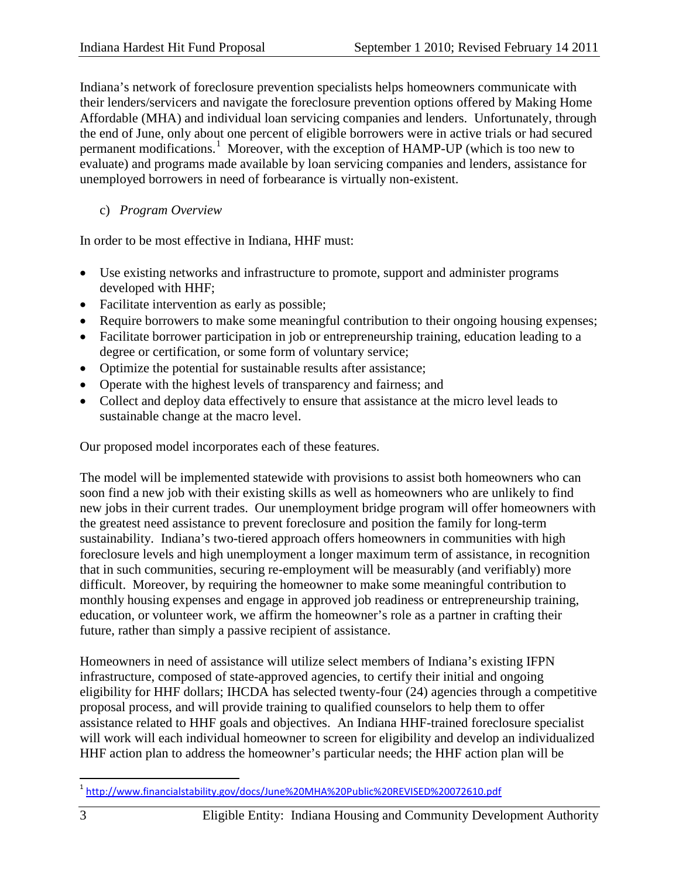Indiana's network of foreclosure prevention specialists helps homeowners communicate with their lenders/servicers and navigate the foreclosure prevention options offered by Making Home Affordable (MHA) and individual loan servicing companies and lenders. Unfortunately, through the end of June, only about one percent of eligible borrowers were in active trials or had secured permanent modifications.[1] Moreover, with the exception of HAMP-UP (which is too new to evaluate) and programs made available by loan servicing companies and lenders, assistance for unemployed borrowers in need of forbearance is virtually non-existent.

c) *Program Overview*

In order to be most effective in Indiana, HHF must:

- Use existing networks and infrastructure to promote, support and administer programs developed with HHF;
- Facilitate intervention as early as possible;
- Require borrowers to make some meaningful contribution to their ongoing housing expenses;
- Facilitate borrower participation in job or entrepreneurship training, education leading to a degree or certification, or some form of voluntary service;
- Optimize the potential for sustainable results after assistance;
- Operate with the highest levels of transparency and fairness; and
- Collect and deploy data effectively to ensure that assistance at the micro level leads to sustainable change at the macro level.

Our proposed model incorporates each of these features.

The model will be implemented statewide with provisions to assist both homeowners who can soon find a new job with their existing skills as well as homeowners who are unlikely to find new jobs in their current trades. Our unemployment bridge program will offer homeowners with the greatest need assistance to prevent foreclosure and position the family for long-term sustainability. Indiana's two-tiered approach offers homeowners in communities with high foreclosure levels and high unemployment a longer maximum term of assistance, in recognition that in such communities, securing re-employment will be measurably (and verifiably) more difficult. Moreover, by requiring the homeowner to make some meaningful contribution to monthly housing expenses and engage in approved job readiness or entrepreneurship training, education, or volunteer work, we affirm the homeowner's role as a partner in crafting their future, rather than simply a passive recipient of assistance.

Homeowners in need of assistance will utilize select members of Indiana's existing IFPN infrastructure, composed of state-approved agencies, to certify their initial and ongoing eligibility for HHF dollars; IHCDA has selected twenty-four (24) agencies through a competitive proposal process, and will provide training to qualified counselors to help them to offer assistance related to HHF goals and objectives. An Indiana HHF-trained foreclosure specialist will work will each individual homeowner to screen for eligibility and develop an individualized HHF action plan to address the homeowner's particular needs; the HHF action plan will be

---

[1] http://www.financialstability.gov/docs/June%20MHA%20Public%20REVISED%20072610.pdf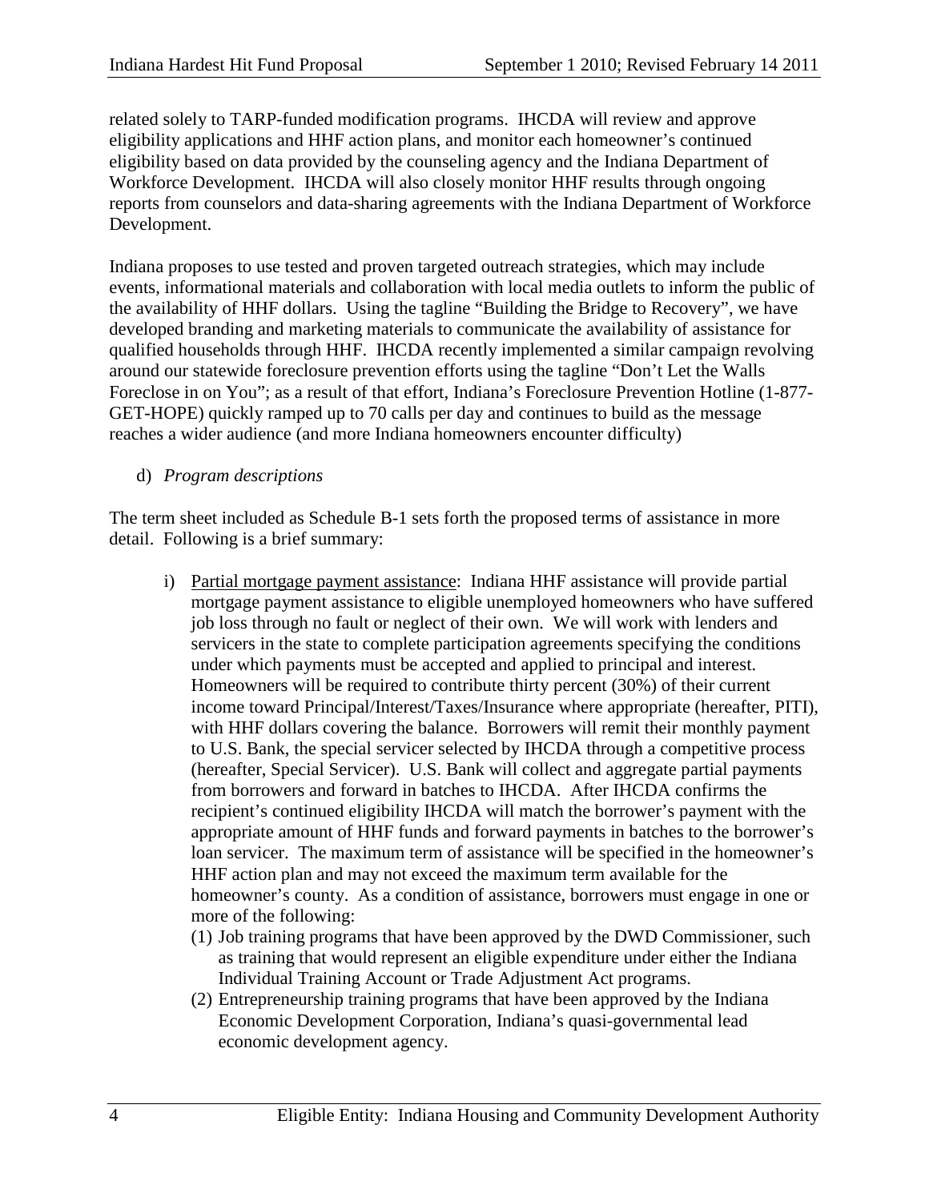related solely to TARP-funded modification programs. IHCDA will review and approve eligibility applications and HHF action plans, and monitor each homeowner's continued eligibility based on data provided by the counseling agency and the Indiana Department of Workforce Development. IHCDA will also closely monitor HHF results through ongoing reports from counselors and data-sharing agreements with the Indiana Department of Workforce Development.

Indiana proposes to use tested and proven targeted outreach strategies, which may include events, informational materials and collaboration with local media outlets to inform the public of the availability of HHF dollars. Using the tagline "Building the Bridge to Recovery", we have developed branding and marketing materials to communicate the availability of assistance for qualified households through HHF. IHCDA recently implemented a similar campaign revolving around our statewide foreclosure prevention efforts using the tagline "Don't Let the Walls Foreclose in on You"; as a result of that effort, Indiana's Foreclosure Prevention Hotline (1-877-GET-HOPE) quickly ramped up to 70 calls per day and continues to build as the message reaches a wider audience (and more Indiana homeowners encounter difficulty)

d) *Program descriptions*

The term sheet included as Schedule B-1 sets forth the proposed terms of assistance in more detail. Following is a brief summary:

i) Partial mortgage payment assistance: Indiana HHF assistance will provide partial mortgage payment assistance to eligible unemployed homeowners who have suffered job loss through no fault or neglect of their own. We will work with lenders and servicers in the state to complete participation agreements specifying the conditions under which payments must be accepted and applied to principal and interest. Homeowners will be required to contribute thirty percent (30%) of their current income toward Principal/Interest/Taxes/Insurance where appropriate (hereafter, PITI), with HHF dollars covering the balance. Borrowers will remit their monthly payment to U.S. Bank, the special servicer selected by IHCDA through a competitive process (hereafter, Special Servicer). U.S. Bank will collect and aggregate partial payments from borrowers and forward in batches to IHCDA. After IHCDA confirms the recipient's continued eligibility IHCDA will match the borrower's payment with the appropriate amount of HHF funds and forward payments in batches to the borrower's loan servicer. The maximum term of assistance will be specified in the homeowner's HHF action plan and may not exceed the maximum term available for the homeowner's county. As a condition of assistance, borrowers must engage in one or more of the following:

(1) Job training programs that have been approved by the DWD Commissioner, such as training that would represent an eligible expenditure under either the Indiana Individual Training Account or Trade Adjustment Act programs.

(2) Entrepreneurship training programs that have been approved by the Indiana Economic Development Corporation, Indiana's quasi-governmental lead economic development agency.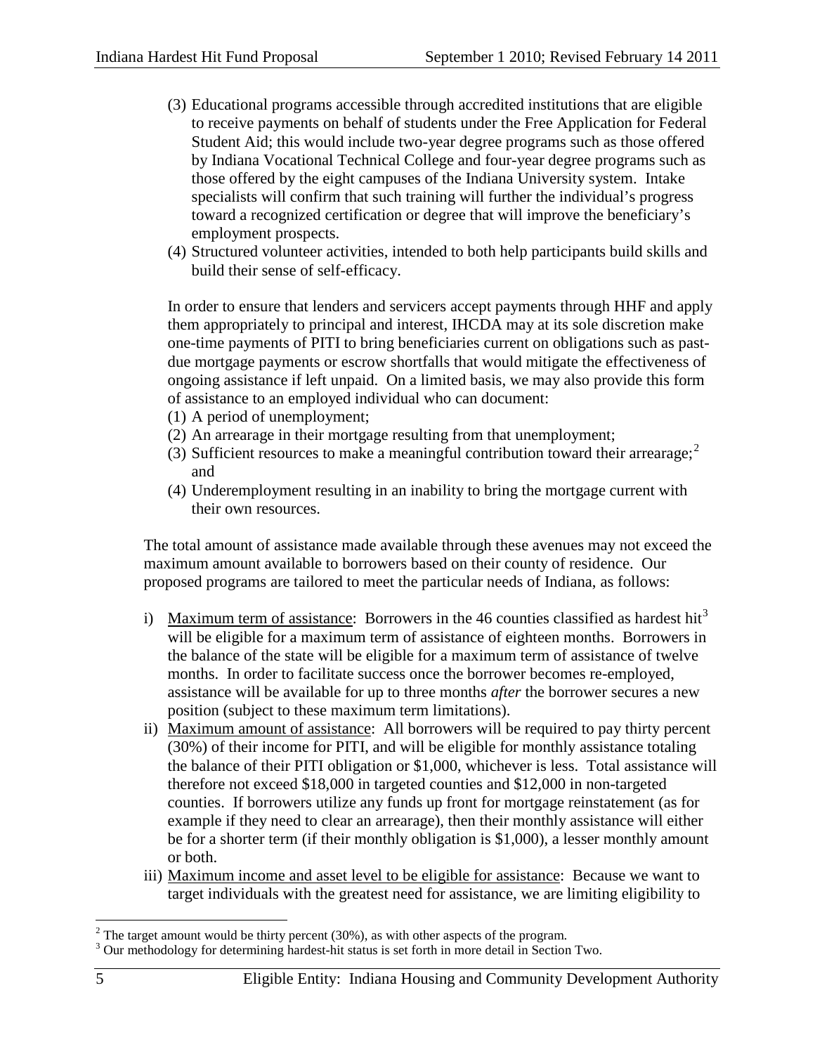(3) Educational programs accessible through accredited institutions that are eligible to receive payments on behalf of students under the Free Application for Federal Student Aid; this would include two-year degree programs such as those offered by Indiana Vocational Technical College and four-year degree programs such as those offered by the eight campuses of the Indiana University system. Intake specialists will confirm that such training will further the individual's progress toward a recognized certification or degree that will improve the beneficiary's employment prospects.
(4) Structured volunteer activities, intended to both help participants build skills and build their sense of self-efficacy.

In order to ensure that lenders and servicers accept payments through HHF and apply them appropriately to principal and interest, IHCDA may at its sole discretion make one-time payments of PITI to bring beneficiaries current on obligations such as past-due mortgage payments or escrow shortfalls that would mitigate the effectiveness of ongoing assistance if left unpaid. On a limited basis, we may also provide this form of assistance to an employed individual who can document:
(1) A period of unemployment;
(2) An arrearage in their mortgage resulting from that unemployment;
(3) Sufficient resources to make a meaningful contribution toward their arrearage;[2] and
(4) Underemployment resulting in an inability to bring the mortgage current with their own resources.

The total amount of assistance made available through these avenues may not exceed the maximum amount available to borrowers based on their county of residence. Our proposed programs are tailored to meet the particular needs of Indiana, as follows:

i) Maximum term of assistance: Borrowers in the 46 counties classified as hardest hit[3] will be eligible for a maximum term of assistance of eighteen months. Borrowers in the balance of the state will be eligible for a maximum term of assistance of twelve months. In order to facilitate success once the borrower becomes re-employed, assistance will be available for up to three months *after* the borrower secures a new position (subject to these maximum term limitations).
ii) Maximum amount of assistance: All borrowers will be required to pay thirty percent (30%) of their income for PITI, and will be eligible for monthly assistance totaling the balance of their PITI obligation or $1,000, whichever is less. Total assistance will therefore not exceed $18,000 in targeted counties and $12,000 in non-targeted counties. If borrowers utilize any funds up front for mortgage reinstatement (as for example if they need to clear an arrearage), then their monthly assistance will either be for a shorter term (if their monthly obligation is $1,000), a lesser monthly amount or both.
iii) Maximum income and asset level to be eligible for assistance: Because we want to target individuals with the greatest need for assistance, we are limiting eligibility to

[2] The target amount would be thirty percent (30%), as with other aspects of the program.
[3] Our methodology for determining hardest-hit status is set forth in more detail in Section Two.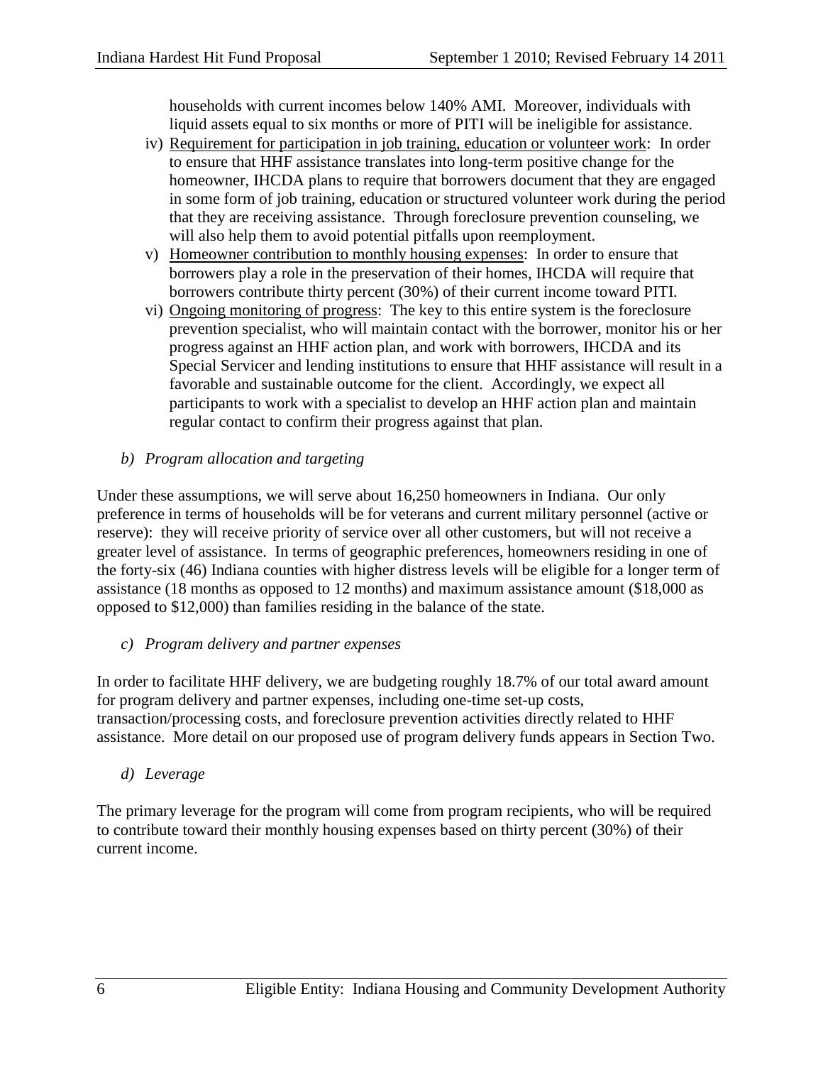households with current incomes below 140% AMI. Moreover, individuals with liquid assets equal to six months or more of PITI will be ineligible for assistance.

iv) Requirement for participation in job training, education or volunteer work: In order to ensure that HHF assistance translates into long-term positive change for the homeowner, IHCDA plans to require that borrowers document that they are engaged in some form of job training, education or structured volunteer work during the period that they are receiving assistance. Through foreclosure prevention counseling, we will also help them to avoid potential pitfalls upon reemployment.

v) Homeowner contribution to monthly housing expenses: In order to ensure that borrowers play a role in the preservation of their homes, IHCDA will require that borrowers contribute thirty percent (30%) of their current income toward PITI.

vi) Ongoing monitoring of progress: The key to this entire system is the foreclosure prevention specialist, who will maintain contact with the borrower, monitor his or her progress against an HHF action plan, and work with borrowers, IHCDA and its Special Servicer and lending institutions to ensure that HHF assistance will result in a favorable and sustainable outcome for the client. Accordingly, we expect all participants to work with a specialist to develop an HHF action plan and maintain regular contact to confirm their progress against that plan.

*b) Program allocation and targeting*

Under these assumptions, we will serve about 16,250 homeowners in Indiana. Our only preference in terms of households will be for veterans and current military personnel (active or reserve): they will receive priority of service over all other customers, but will not receive a greater level of assistance. In terms of geographic preferences, homeowners residing in one of the forty-six (46) Indiana counties with higher distress levels will be eligible for a longer term of assistance (18 months as opposed to 12 months) and maximum assistance amount ($18,000 as opposed to $12,000) than families residing in the balance of the state.

*c) Program delivery and partner expenses*

In order to facilitate HHF delivery, we are budgeting roughly 18.7% of our total award amount for program delivery and partner expenses, including one-time set-up costs, transaction/processing costs, and foreclosure prevention activities directly related to HHF assistance. More detail on our proposed use of program delivery funds appears in Section Two.

*d) Leverage*

The primary leverage for the program will come from program recipients, who will be required to contribute toward their monthly housing expenses based on thirty percent (30%) of their current income.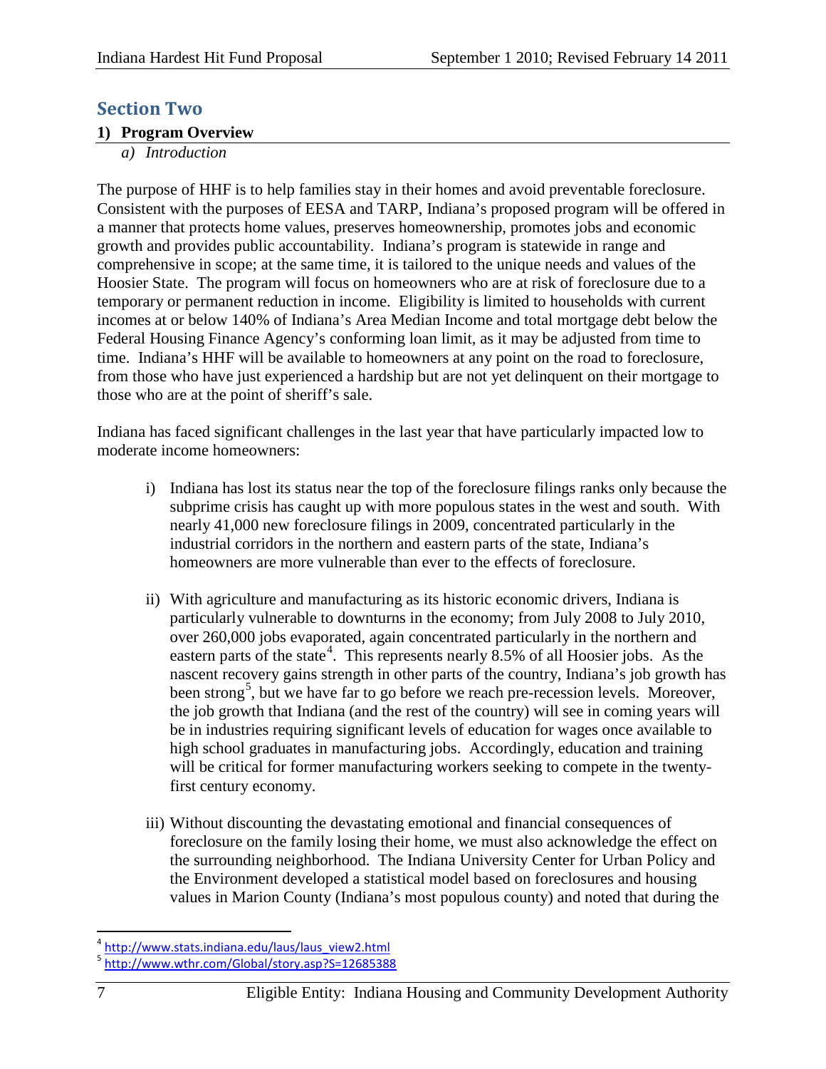## Section Two

### 1) Program Overview

*a) Introduction*

The purpose of HHF is to help families stay in their homes and avoid preventable foreclosure. Consistent with the purposes of EESA and TARP, Indiana's proposed program will be offered in a manner that protects home values, preserves homeownership, promotes jobs and economic growth and provides public accountability. Indiana's program is statewide in range and comprehensive in scope; at the same time, it is tailored to the unique needs and values of the Hoosier State. The program will focus on homeowners who are at risk of foreclosure due to a temporary or permanent reduction in income. Eligibility is limited to households with current incomes at or below 140% of Indiana's Area Median Income and total mortgage debt below the Federal Housing Finance Agency's conforming loan limit, as it may be adjusted from time to time. Indiana's HHF will be available to homeowners at any point on the road to foreclosure, from those who have just experienced a hardship but are not yet delinquent on their mortgage to those who are at the point of sheriff's sale.

Indiana has faced significant challenges in the last year that have particularly impacted low to moderate income homeowners:

i) Indiana has lost its status near the top of the foreclosure filings ranks only because the subprime crisis has caught up with more populous states in the west and south. With nearly 41,000 new foreclosure filings in 2009, concentrated particularly in the industrial corridors in the northern and eastern parts of the state, Indiana's homeowners are more vulnerable than ever to the effects of foreclosure.

ii) With agriculture and manufacturing as its historic economic drivers, Indiana is particularly vulnerable to downturns in the economy; from July 2008 to July 2010, over 260,000 jobs evaporated, again concentrated particularly in the northern and eastern parts of the state[4]. This represents nearly 8.5% of all Hoosier jobs. As the nascent recovery gains strength in other parts of the country, Indiana's job growth has been strong[5], but we have far to go before we reach pre-recession levels. Moreover, the job growth that Indiana (and the rest of the country) will see in coming years will be in industries requiring significant levels of education for wages once available to high school graduates in manufacturing jobs. Accordingly, education and training will be critical for former manufacturing workers seeking to compete in the twenty-first century economy.

iii) Without discounting the devastating emotional and financial consequences of foreclosure on the family losing their home, we must also acknowledge the effect on the surrounding neighborhood. The Indiana University Center for Urban Policy and the Environment developed a statistical model based on foreclosures and housing values in Marion County (Indiana's most populous county) and noted that during the

---

[4] http://www.stats.indiana.edu/laus/laus_view2.html

[5] http://www.wthr.com/Global/story.asp?S=12685388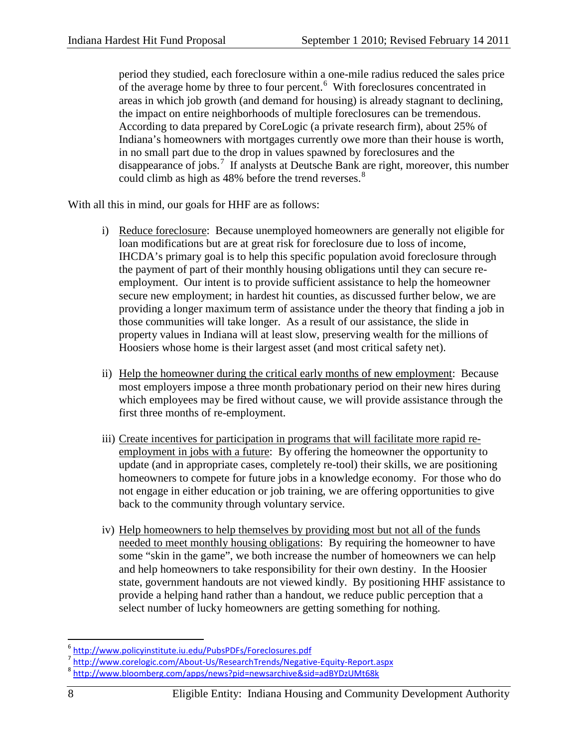period they studied, each foreclosure within a one-mile radius reduced the sales price of the average home by three to four percent.[6] With foreclosures concentrated in areas in which job growth (and demand for housing) is already stagnant to declining, the impact on entire neighborhoods of multiple foreclosures can be tremendous. According to data prepared by CoreLogic (a private research firm), about 25% of Indiana's homeowners with mortgages currently owe more than their house is worth, in no small part due to the drop in values spawned by foreclosures and the disappearance of jobs.[7] If analysts at Deutsche Bank are right, moreover, this number could climb as high as 48% before the trend reverses.[8]

With all this in mind, our goals for HHF are as follows:

i) Reduce foreclosure: Because unemployed homeowners are generally not eligible for loan modifications but are at great risk for foreclosure due to loss of income, IHCDA's primary goal is to help this specific population avoid foreclosure through the payment of part of their monthly housing obligations until they can secure re-employment. Our intent is to provide sufficient assistance to help the homeowner secure new employment; in hardest hit counties, as discussed further below, we are providing a longer maximum term of assistance under the theory that finding a job in those communities will take longer. As a result of our assistance, the slide in property values in Indiana will at least slow, preserving wealth for the millions of Hoosiers whose home is their largest asset (and most critical safety net).

ii) Help the homeowner during the critical early months of new employment: Because most employers impose a three month probationary period on their new hires during which employees may be fired without cause, we will provide assistance through the first three months of re-employment.

iii) Create incentives for participation in programs that will facilitate more rapid re-employment in jobs with a future: By offering the homeowner the opportunity to update (and in appropriate cases, completely re-tool) their skills, we are positioning homeowners to compete for future jobs in a knowledge economy. For those who do not engage in either education or job training, we are offering opportunities to give back to the community through voluntary service.

iv) Help homeowners to help themselves by providing most but not all of the funds needed to meet monthly housing obligations: By requiring the homeowner to have some "skin in the game", we both increase the number of homeowners we can help and help homeowners to take responsibility for their own destiny. In the Hoosier state, government handouts are not viewed kindly. By positioning HHF assistance to provide a helping hand rather than a handout, we reduce public perception that a select number of lucky homeowners are getting something for nothing.

---

[6] http://www.policyinstitute.iu.edu/PubsPDFs/Foreclosures.pdf

[7] http://www.corelogic.com/About-Us/ResearchTrends/Negative-Equity-Report.aspx

[8] http://www.bloomberg.com/apps/news?pid=newsarchive&sid=adBYDzUMt68k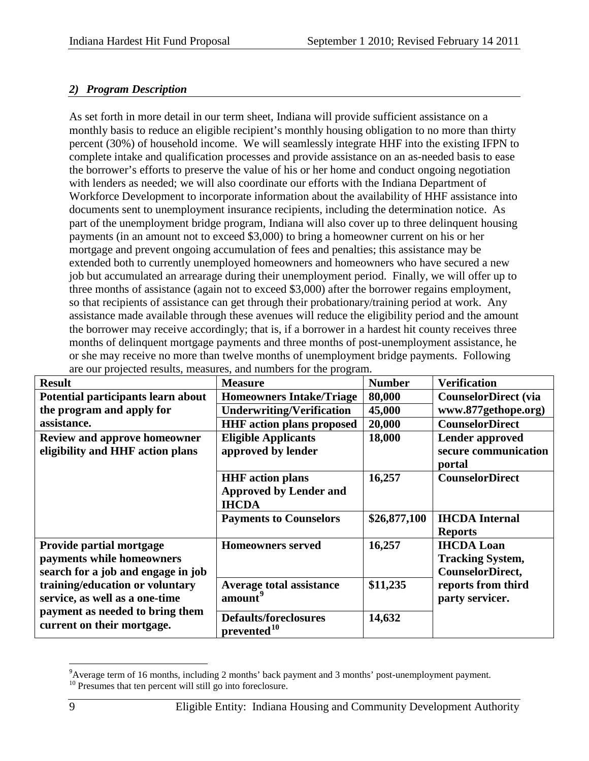### *2) Program Description*

As set forth in more detail in our term sheet, Indiana will provide sufficient assistance on a monthly basis to reduce an eligible recipient's monthly housing obligation to no more than thirty percent (30%) of household income. We will seamlessly integrate HHF into the existing IFPN to complete intake and qualification processes and provide assistance on an as-needed basis to ease the borrower's efforts to preserve the value of his or her home and conduct ongoing negotiation with lenders as needed; we will also coordinate our efforts with the Indiana Department of Workforce Development to incorporate information about the availability of HHF assistance into documents sent to unemployment insurance recipients, including the determination notice. As part of the unemployment bridge program, Indiana will also cover up to three delinquent housing payments (in an amount not to exceed $3,000) to bring a homeowner current on his or her mortgage and prevent ongoing accumulation of fees and penalties; this assistance may be extended both to currently unemployed homeowners and homeowners who have secured a new job but accumulated an arrearage during their unemployment period. Finally, we will offer up to three months of assistance (again not to exceed $3,000) after the borrower regains employment, so that recipients of assistance can get through their probationary/training period at work. Any assistance made available through these avenues will reduce the eligibility period and the amount the borrower may receive accordingly; that is, if a borrower in a hardest hit county receives three months of delinquent mortgage payments and three months of post-unemployment assistance, he or she may receive no more than twelve months of unemployment bridge payments. Following are our projected results, measures, and numbers for the program.

| Result | Measure | Number | Verification |
|---|---|---|---|
| **Potential participants learn about the program and apply for assistance.** | **Homeowners Intake/Triage** | **80,000** | **CounselorDirect (via www.877gethope.org)** |
| | **Underwriting/Verification** | **45,000** | |
| | **HHF action plans proposed** | **20,000** | **CounselorDirect** |
| **Review and approve homeowner eligibility and HHF action plans** | **Eligible Applicants approved by lender** | **18,000** | **Lender approved secure communication portal** |
| | **HHF action plans Approved by Lender and IHCDA** | **16,257** | **CounselorDirect** |
| | **Payments to Counselors** | **$26,877,100** | **IHCDA Internal Reports** |
| **Provide partial mortgage payments while homeowners search for a job and engage in job training/education or voluntary service, as well as a one-time payment as needed to bring them current on their mortgage.** | **Homeowners served** | **16,257** | **IHCDA Loan Tracking System, CounselorDirect, reports from third party servicer.** |
| | **Average total assistance amount[9]** | **$11,235** | |
| | **Defaults/foreclosures prevented[10]** | **14,632** | |

[9] Average term of 16 months, including 2 months' back payment and 3 months' post-unemployment payment.

[10] Presumes that ten percent will still go into foreclosure.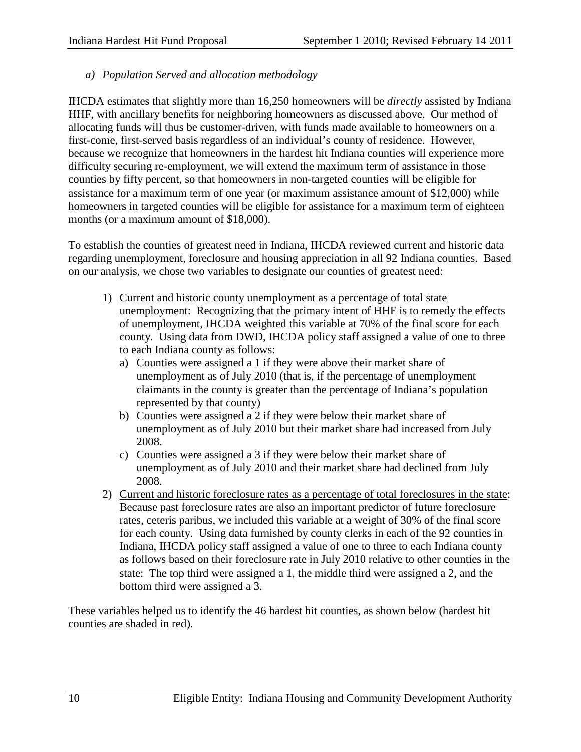*a) Population Served and allocation methodology*

IHCDA estimates that slightly more than 16,250 homeowners will be *directly* assisted by Indiana HHF, with ancillary benefits for neighboring homeowners as discussed above. Our method of allocating funds will thus be customer-driven, with funds made available to homeowners on a first-come, first-served basis regardless of an individual's county of residence. However, because we recognize that homeowners in the hardest hit Indiana counties will experience more difficulty securing re-employment, we will extend the maximum term of assistance in those counties by fifty percent, so that homeowners in non-targeted counties will be eligible for assistance for a maximum term of one year (or maximum assistance amount of $12,000) while homeowners in targeted counties will be eligible for assistance for a maximum term of eighteen months (or a maximum amount of $18,000).

To establish the counties of greatest need in Indiana, IHCDA reviewed current and historic data regarding unemployment, foreclosure and housing appreciation in all 92 Indiana counties. Based on our analysis, we chose two variables to designate our counties of greatest need:

1) <u>Current and historic county unemployment as a percentage of total state unemployment</u>: Recognizing that the primary intent of HHF is to remedy the effects of unemployment, IHCDA weighted this variable at 70% of the final score for each county. Using data from DWD, IHCDA policy staff assigned a value of one to three to each Indiana county as follows:
   a) Counties were assigned a 1 if they were above their market share of unemployment as of July 2010 (that is, if the percentage of unemployment claimants in the county is greater than the percentage of Indiana's population represented by that county)
   b) Counties were assigned a 2 if they were below their market share of unemployment as of July 2010 but their market share had increased from July 2008.
   c) Counties were assigned a 3 if they were below their market share of unemployment as of July 2010 and their market share had declined from July 2008.
2) <u>Current and historic foreclosure rates as a percentage of total foreclosures in the state</u>: Because past foreclosure rates are also an important predictor of future foreclosure rates, ceteris paribus, we included this variable at a weight of 30% of the final score for each county. Using data furnished by county clerks in each of the 92 counties in Indiana, IHCDA policy staff assigned a value of one to three to each Indiana county as follows based on their foreclosure rate in July 2010 relative to other counties in the state: The top third were assigned a 1, the middle third were assigned a 2, and the bottom third were assigned a 3.

These variables helped us to identify the 46 hardest hit counties, as shown below (hardest hit counties are shaded in red).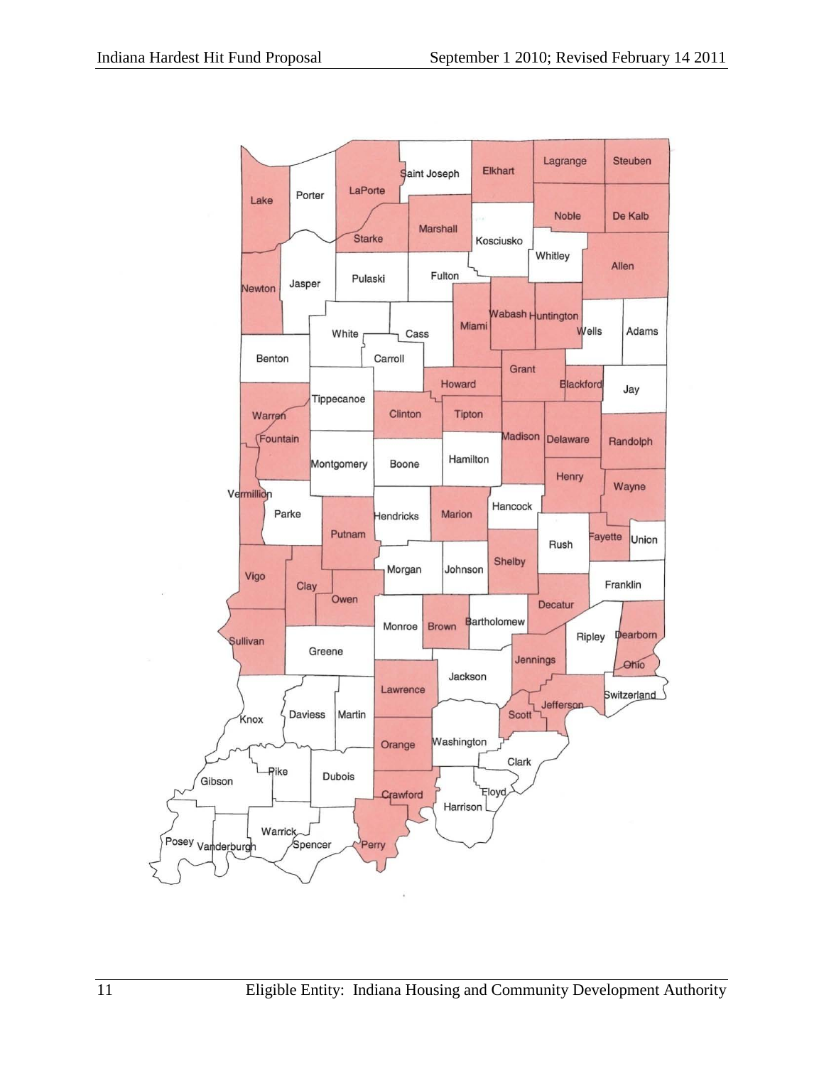Lake, Porter, LaPorte, Saint Joseph, Elkhart, Lagrange, Steuben

Starke, Marshall, Kosciusko, Noble, De Kalb

Newton, Jasper, Pulaski, Fulton, Whitley, Allen

White, Cass, Miami, Wabash, Huntington, Wells, Adams

Benton, Carroll, Grant, Howard, Blackford, Jay

Warren, Tippecanoe, Clinton, Tipton, Madison, Delaware, Randolph

Fountain, Montgomery, Boone, Hamilton, Henry, Wayne

Vermillion, Parke, Putnam, Hendricks, Marion, Hancock, Rush, Fayette, Union

Vigo, Clay, Owen, Morgan, Johnson, Shelby, Franklin

Sullivan, Greene, Monroe, Brown, Bartholomew, Decatur, Ripley, Dearborn

Jennings, Ohio, Jackson, Lawrence, Switzerland

Knox, Daviess, Martin, Scott, Jefferson

Orange, Washington, Clark

Gibson, Pike, Dubois, Crawford, Floyd, Harrison

Posey, Vanderburgh, Warrick, Spencer, Perry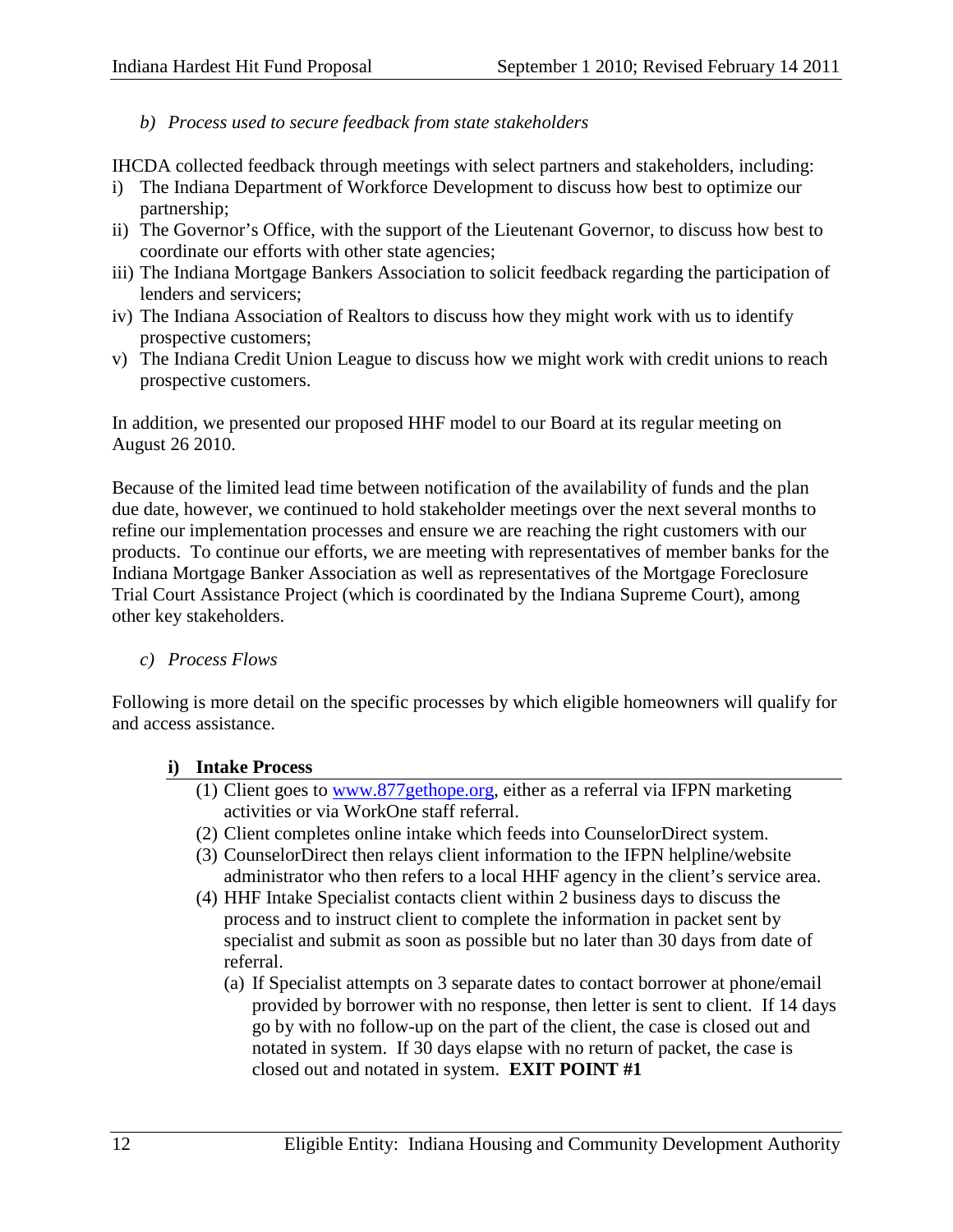*b) Process used to secure feedback from state stakeholders*

IHCDA collected feedback through meetings with select partners and stakeholders, including:

i) The Indiana Department of Workforce Development to discuss how best to optimize our partnership;
ii) The Governor's Office, with the support of the Lieutenant Governor, to discuss how best to coordinate our efforts with other state agencies;
iii) The Indiana Mortgage Bankers Association to solicit feedback regarding the participation of lenders and servicers;
iv) The Indiana Association of Realtors to discuss how they might work with us to identify prospective customers;
v) The Indiana Credit Union League to discuss how we might work with credit unions to reach prospective customers.

In addition, we presented our proposed HHF model to our Board at its regular meeting on August 26 2010.

Because of the limited lead time between notification of the availability of funds and the plan due date, however, we continued to hold stakeholder meetings over the next several months to refine our implementation processes and ensure we are reaching the right customers with our products. To continue our efforts, we are meeting with representatives of member banks for the Indiana Mortgage Banker Association as well as representatives of the Mortgage Foreclosure Trial Court Assistance Project (which is coordinated by the Indiana Supreme Court), among other key stakeholders.

*c) Process Flows*

Following is more detail on the specific processes by which eligible homeowners will qualify for and access assistance.

**i) Intake Process**

(1) Client goes to www.877gethope.org, either as a referral via IFPN marketing activities or via WorkOne staff referral.

(2) Client completes online intake which feeds into CounselorDirect system.

(3) CounselorDirect then relays client information to the IFPN helpline/website administrator who then refers to a local HHF agency in the client's service area.

(4) HHF Intake Specialist contacts client within 2 business days to discuss the process and to instruct client to complete the information in packet sent by specialist and submit as soon as possible but no later than 30 days from date of referral.

(a) If Specialist attempts on 3 separate dates to contact borrower at phone/email provided by borrower with no response, then letter is sent to client. If 14 days go by with no follow-up on the part of the client, the case is closed out and notated in system. If 30 days elapse with no return of packet, the case is closed out and notated in system. **EXIT POINT #1**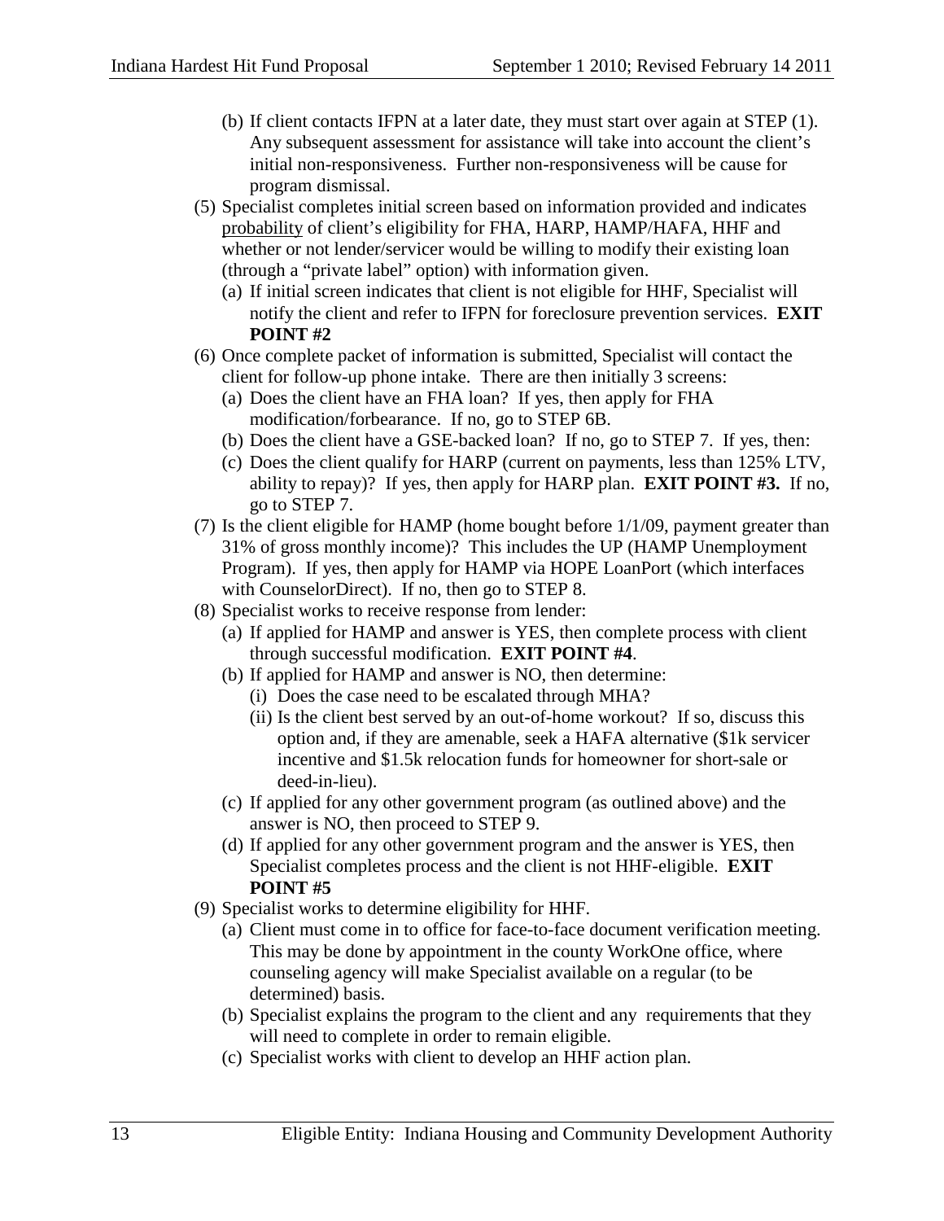(b) If client contacts IFPN at a later date, they must start over again at STEP (1). Any subsequent assessment for assistance will take into account the client's initial non-responsiveness. Further non-responsiveness will be cause for program dismissal.

(5) Specialist completes initial screen based on information provided and indicates <u>probability</u> of client's eligibility for FHA, HARP, HAMP/HAFA, HHF and whether or not lender/servicer would be willing to modify their existing loan (through a "private label" option) with information given.

   (a) If initial screen indicates that client is not eligible for HHF, Specialist will notify the client and refer to IFPN for foreclosure prevention services. **EXIT POINT #2**

(6) Once complete packet of information is submitted, Specialist will contact the client for follow-up phone intake. There are then initially 3 screens:

   (a) Does the client have an FHA loan? If yes, then apply for FHA modification/forbearance. If no, go to STEP 6B.

   (b) Does the client have a GSE-backed loan? If no, go to STEP 7. If yes, then:

   (c) Does the client qualify for HARP (current on payments, less than 125% LTV, ability to repay)? If yes, then apply for HARP plan. **EXIT POINT #3.** If no, go to STEP 7.

(7) Is the client eligible for HAMP (home bought before 1/1/09, payment greater than 31% of gross monthly income)? This includes the UP (HAMP Unemployment Program). If yes, then apply for HAMP via HOPE LoanPort (which interfaces with CounselorDirect). If no, then go to STEP 8.

(8) Specialist works to receive response from lender:

   (a) If applied for HAMP and answer is YES, then complete process with client through successful modification. **EXIT POINT #4**.

   (b) If applied for HAMP and answer is NO, then determine:

      (i) Does the case need to be escalated through MHA?

      (ii) Is the client best served by an out-of-home workout? If so, discuss this option and, if they are amenable, seek a HAFA alternative ($1k servicer incentive and $1.5k relocation funds for homeowner for short-sale or deed-in-lieu).

   (c) If applied for any other government program (as outlined above) and the answer is NO, then proceed to STEP 9.

   (d) If applied for any other government program and the answer is YES, then Specialist completes process and the client is not HHF-eligible. **EXIT POINT #5**

(9) Specialist works to determine eligibility for HHF.

   (a) Client must come in to office for face-to-face document verification meeting. This may be done by appointment in the county WorkOne office, where counseling agency will make Specialist available on a regular (to be determined) basis.

   (b) Specialist explains the program to the client and any requirements that they will need to complete in order to remain eligible.

   (c) Specialist works with client to develop an HHF action plan.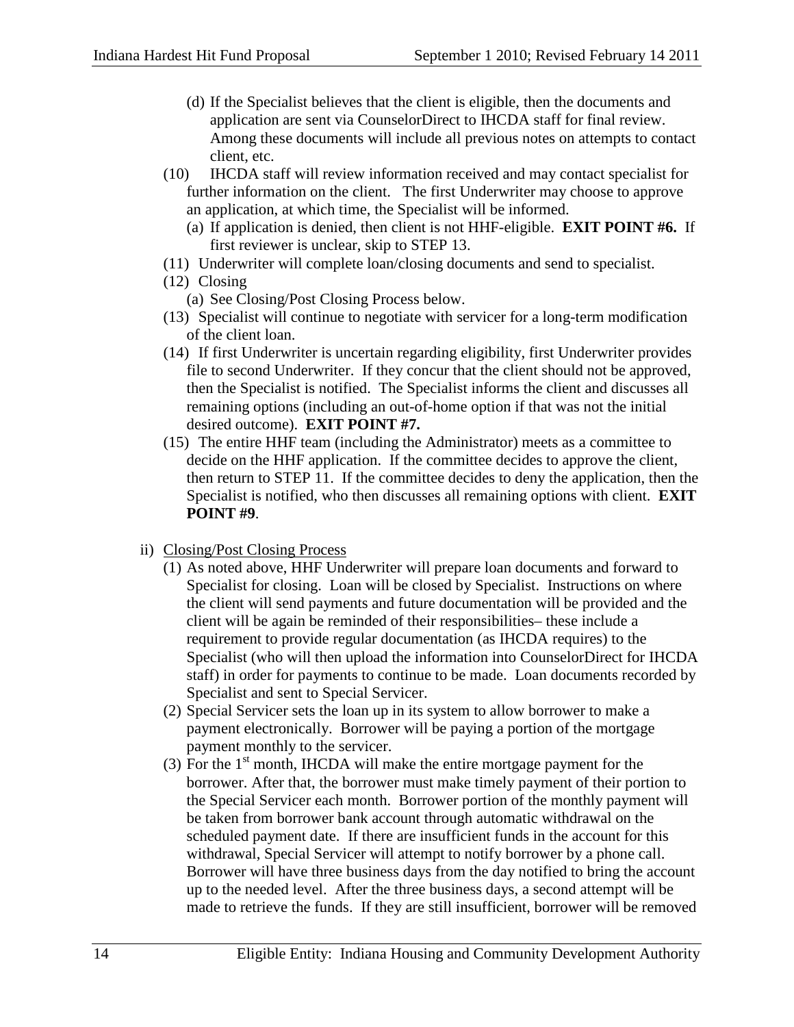(d) If the Specialist believes that the client is eligible, then the documents and application are sent via CounselorDirect to IHCDA staff for final review. Among these documents will include all previous notes on attempts to contact client, etc.

(10) IHCDA staff will review information received and may contact specialist for further information on the client. The first Underwriter may choose to approve an application, at which time, the Specialist will be informed.

(a) If application is denied, then client is not HHF-eligible. **EXIT POINT #6.** If first reviewer is unclear, skip to STEP 13.

(11) Underwriter will complete loan/closing documents and send to specialist.

(12) Closing

(a) See Closing/Post Closing Process below.

(13) Specialist will continue to negotiate with servicer for a long-term modification of the client loan.

(14) If first Underwriter is uncertain regarding eligibility, first Underwriter provides file to second Underwriter. If they concur that the client should not be approved, then the Specialist is notified. The Specialist informs the client and discusses all remaining options (including an out-of-home option if that was not the initial desired outcome). **EXIT POINT #7.**

(15) The entire HHF team (including the Administrator) meets as a committee to decide on the HHF application. If the committee decides to approve the client, then return to STEP 11. If the committee decides to deny the application, then the Specialist is notified, who then discusses all remaining options with client. **EXIT POINT #9**.

ii) <u>Closing/Post Closing Process</u>

(1) As noted above, HHF Underwriter will prepare loan documents and forward to Specialist for closing. Loan will be closed by Specialist. Instructions on where the client will send payments and future documentation will be provided and the client will be again be reminded of their responsibilities– these include a requirement to provide regular documentation (as IHCDA requires) to the Specialist (who will then upload the information into CounselorDirect for IHCDA staff) in order for payments to continue to be made. Loan documents recorded by Specialist and sent to Special Servicer.

(2) Special Servicer sets the loan up in its system to allow borrower to make a payment electronically. Borrower will be paying a portion of the mortgage payment monthly to the servicer.

(3) For the 1st month, IHCDA will make the entire mortgage payment for the borrower. After that, the borrower must make timely payment of their portion to the Special Servicer each month. Borrower portion of the monthly payment will be taken from borrower bank account through automatic withdrawal on the scheduled payment date. If there are insufficient funds in the account for this withdrawal, Special Servicer will attempt to notify borrower by a phone call. Borrower will have three business days from the day notified to bring the account up to the needed level. After the three business days, a second attempt will be made to retrieve the funds. If they are still insufficient, borrower will be removed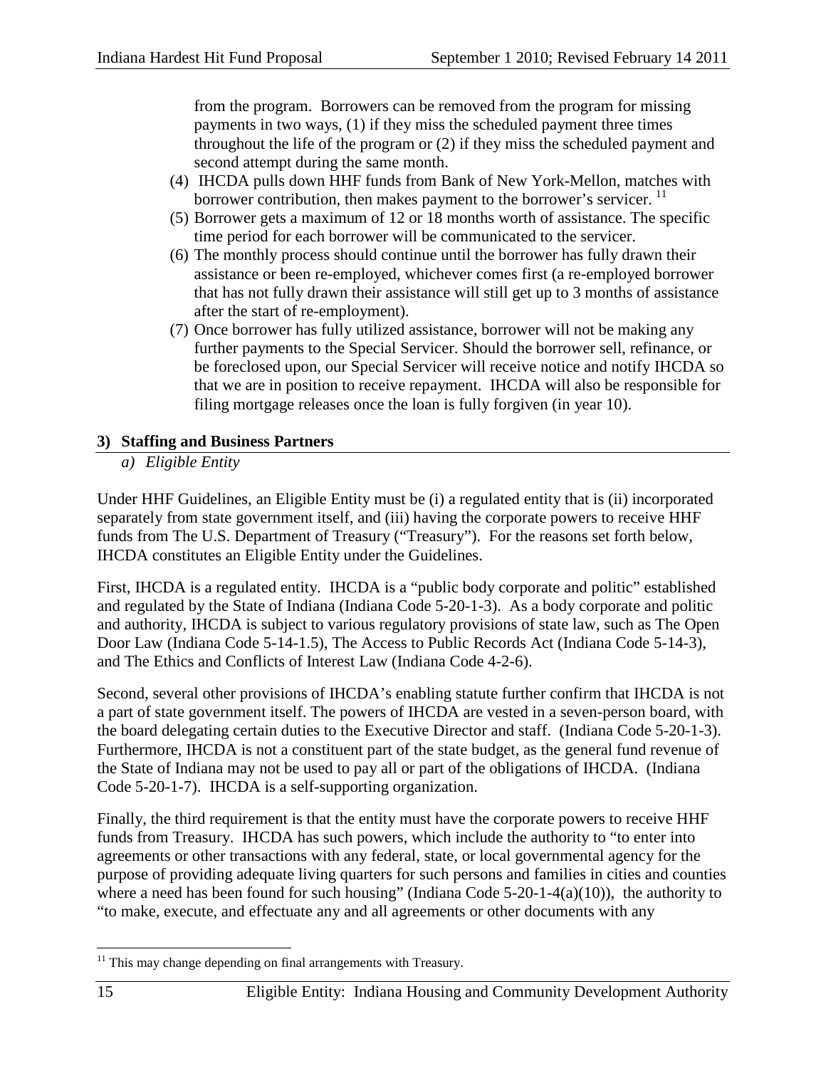from the program. Borrowers can be removed from the program for missing payments in two ways, (1) if they miss the scheduled payment three times throughout the life of the program or (2) if they miss the scheduled payment and second attempt during the same month.

(4) IHCDA pulls down HHF funds from Bank of New York-Mellon, matches with borrower contribution, then makes payment to the borrower's servicer. [11]

(5) Borrower gets a maximum of 12 or 18 months worth of assistance. The specific time period for each borrower will be communicated to the servicer.

(6) The monthly process should continue until the borrower has fully drawn their assistance or been re-employed, whichever comes first (a re-employed borrower that has not fully drawn their assistance will still get up to 3 months of assistance after the start of re-employment).

(7) Once borrower has fully utilized assistance, borrower will not be making any further payments to the Special Servicer. Should the borrower sell, refinance, or be foreclosed upon, our Special Servicer will receive notice and notify IHCDA so that we are in position to receive repayment. IHCDA will also be responsible for filing mortgage releases once the loan is fully forgiven (in year 10).

## 3) Staffing and Business Partners

### *a) Eligible Entity*

Under HHF Guidelines, an Eligible Entity must be (i) a regulated entity that is (ii) incorporated separately from state government itself, and (iii) having the corporate powers to receive HHF funds from The U.S. Department of Treasury ("Treasury"). For the reasons set forth below, IHCDA constitutes an Eligible Entity under the Guidelines.

First, IHCDA is a regulated entity. IHCDA is a "public body corporate and politic" established and regulated by the State of Indiana (Indiana Code 5-20-1-3). As a body corporate and politic and authority, IHCDA is subject to various regulatory provisions of state law, such as The Open Door Law (Indiana Code 5-14-1.5), The Access to Public Records Act (Indiana Code 5-14-3), and The Ethics and Conflicts of Interest Law (Indiana Code 4-2-6).

Second, several other provisions of IHCDA's enabling statute further confirm that IHCDA is not a part of state government itself. The powers of IHCDA are vested in a seven-person board, with the board delegating certain duties to the Executive Director and staff. (Indiana Code 5-20-1-3). Furthermore, IHCDA is not a constituent part of the state budget, as the general fund revenue of the State of Indiana may not be used to pay all or part of the obligations of IHCDA. (Indiana Code 5-20-1-7). IHCDA is a self-supporting organization.

Finally, the third requirement is that the entity must have the corporate powers to receive HHF funds from Treasury. IHCDA has such powers, which include the authority to "to enter into agreements or other transactions with any federal, state, or local governmental agency for the purpose of providing adequate living quarters for such persons and families in cities and counties where a need has been found for such housing" (Indiana Code 5-20-1-4(a)(10)), the authority to "to make, execute, and effectuate any and all agreements or other documents with any

[11] This may change depending on final arrangements with Treasury.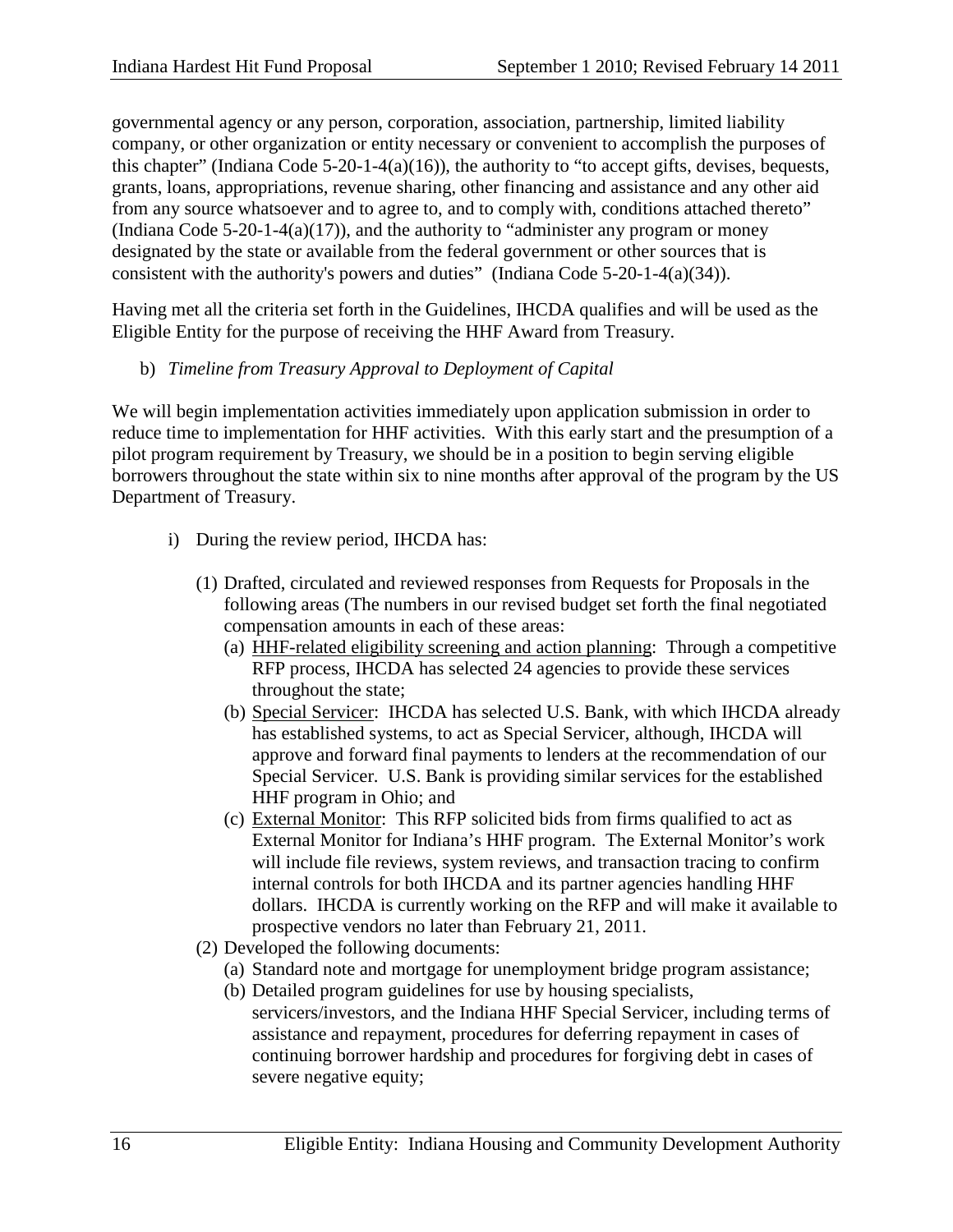governmental agency or any person, corporation, association, partnership, limited liability company, or other organization or entity necessary or convenient to accomplish the purposes of this chapter" (Indiana Code 5-20-1-4(a)(16)), the authority to "to accept gifts, devises, bequests, grants, loans, appropriations, revenue sharing, other financing and assistance and any other aid from any source whatsoever and to agree to, and to comply with, conditions attached thereto" (Indiana Code 5-20-1-4(a)(17)), and the authority to "administer any program or money designated by the state or available from the federal government or other sources that is consistent with the authority's powers and duties" (Indiana Code 5-20-1-4(a)(34)).

Having met all the criteria set forth in the Guidelines, IHCDA qualifies and will be used as the Eligible Entity for the purpose of receiving the HHF Award from Treasury.

b) *Timeline from Treasury Approval to Deployment of Capital*

We will begin implementation activities immediately upon application submission in order to reduce time to implementation for HHF activities. With this early start and the presumption of a pilot program requirement by Treasury, we should be in a position to begin serving eligible borrowers throughout the state within six to nine months after approval of the program by the US Department of Treasury.

i) During the review period, IHCDA has:

(1) Drafted, circulated and reviewed responses from Requests for Proposals in the following areas (The numbers in our revised budget set forth the final negotiated compensation amounts in each of these areas:

(a) <u>HHF-related eligibility screening and action planning</u>: Through a competitive RFP process, IHCDA has selected 24 agencies to provide these services throughout the state;

(b) <u>Special Servicer</u>: IHCDA has selected U.S. Bank, with which IHCDA already has established systems, to act as Special Servicer, although, IHCDA will approve and forward final payments to lenders at the recommendation of our Special Servicer. U.S. Bank is providing similar services for the established HHF program in Ohio; and

(c) <u>External Monitor</u>: This RFP solicited bids from firms qualified to act as External Monitor for Indiana's HHF program. The External Monitor's work will include file reviews, system reviews, and transaction tracing to confirm internal controls for both IHCDA and its partner agencies handling HHF dollars. IHCDA is currently working on the RFP and will make it available to prospective vendors no later than February 21, 2011.

(2) Developed the following documents:

(a) Standard note and mortgage for unemployment bridge program assistance;

(b) Detailed program guidelines for use by housing specialists, servicers/investors, and the Indiana HHF Special Servicer, including terms of assistance and repayment, procedures for deferring repayment in cases of continuing borrower hardship and procedures for forgiving debt in cases of severe negative equity;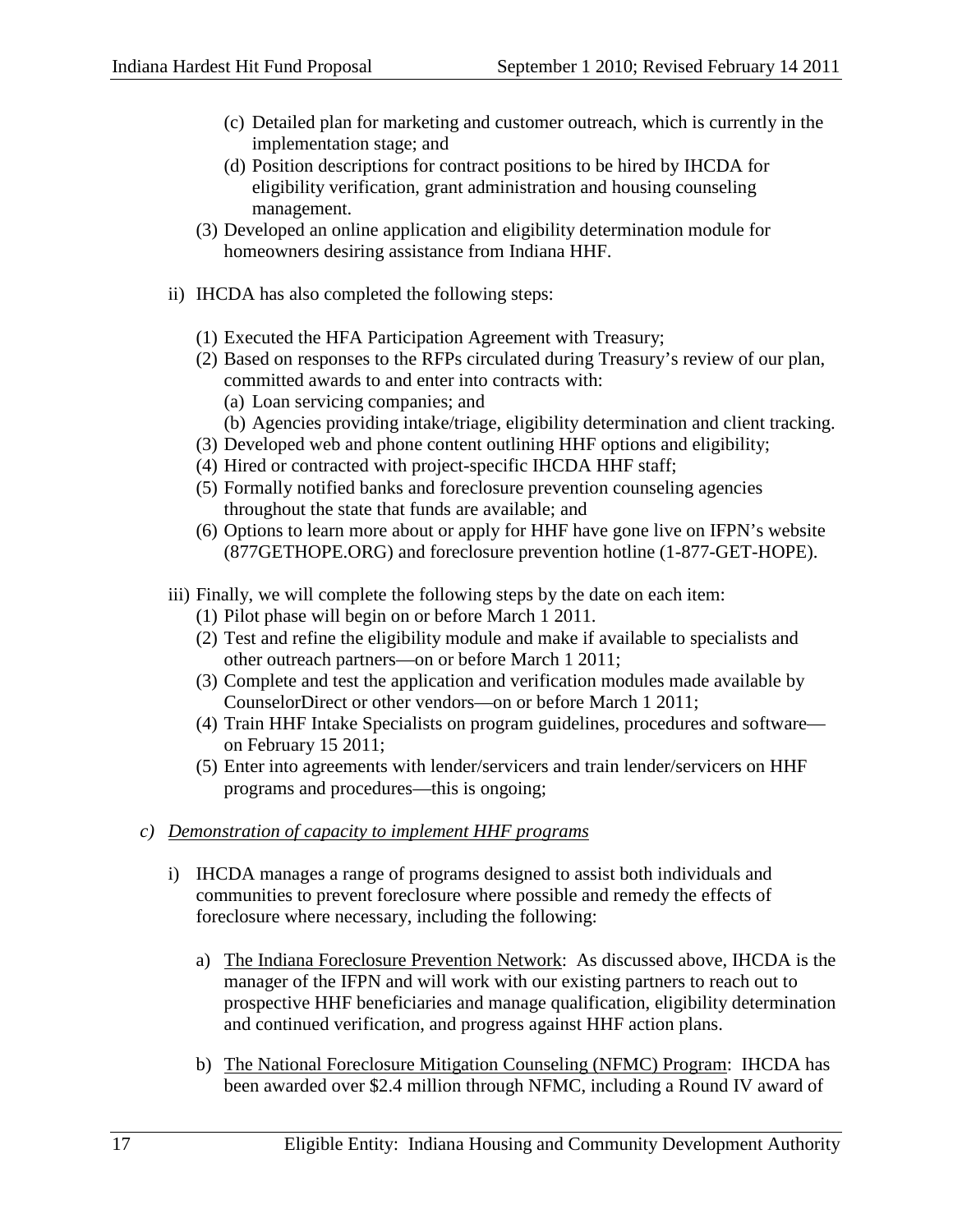(c) Detailed plan for marketing and customer outreach, which is currently in the implementation stage; and

(d) Position descriptions for contract positions to be hired by IHCDA for eligibility verification, grant administration and housing counseling management.

(3) Developed an online application and eligibility determination module for homeowners desiring assistance from Indiana HHF.

ii) IHCDA has also completed the following steps:

(1) Executed the HFA Participation Agreement with Treasury;

(2) Based on responses to the RFPs circulated during Treasury's review of our plan, committed awards to and enter into contracts with:

(a) Loan servicing companies; and

(b) Agencies providing intake/triage, eligibility determination and client tracking.

(3) Developed web and phone content outlining HHF options and eligibility;

(4) Hired or contracted with project-specific IHCDA HHF staff;

(5) Formally notified banks and foreclosure prevention counseling agencies throughout the state that funds are available; and

(6) Options to learn more about or apply for HHF have gone live on IFPN's website (877GETHOPE.ORG) and foreclosure prevention hotline (1-877-GET-HOPE).

iii) Finally, we will complete the following steps by the date on each item:

(1) Pilot phase will begin on or before March 1 2011.

(2) Test and refine the eligibility module and make if available to specialists and other outreach partners—on or before March 1 2011;

(3) Complete and test the application and verification modules made available by CounselorDirect or other vendors—on or before March 1 2011;

(4) Train HHF Intake Specialists on program guidelines, procedures and software—on February 15 2011;

(5) Enter into agreements with lender/servicers and train lender/servicers on HHF programs and procedures—this is ongoing;

*c) Demonstration of capacity to implement HHF programs*

i) IHCDA manages a range of programs designed to assist both individuals and communities to prevent foreclosure where possible and remedy the effects of foreclosure where necessary, including the following:

a) The Indiana Foreclosure Prevention Network: As discussed above, IHCDA is the manager of the IFPN and will work with our existing partners to reach out to prospective HHF beneficiaries and manage qualification, eligibility determination and continued verification, and progress against HHF action plans.

b) The National Foreclosure Mitigation Counseling (NFMC) Program: IHCDA has been awarded over $2.4 million through NFMC, including a Round IV award of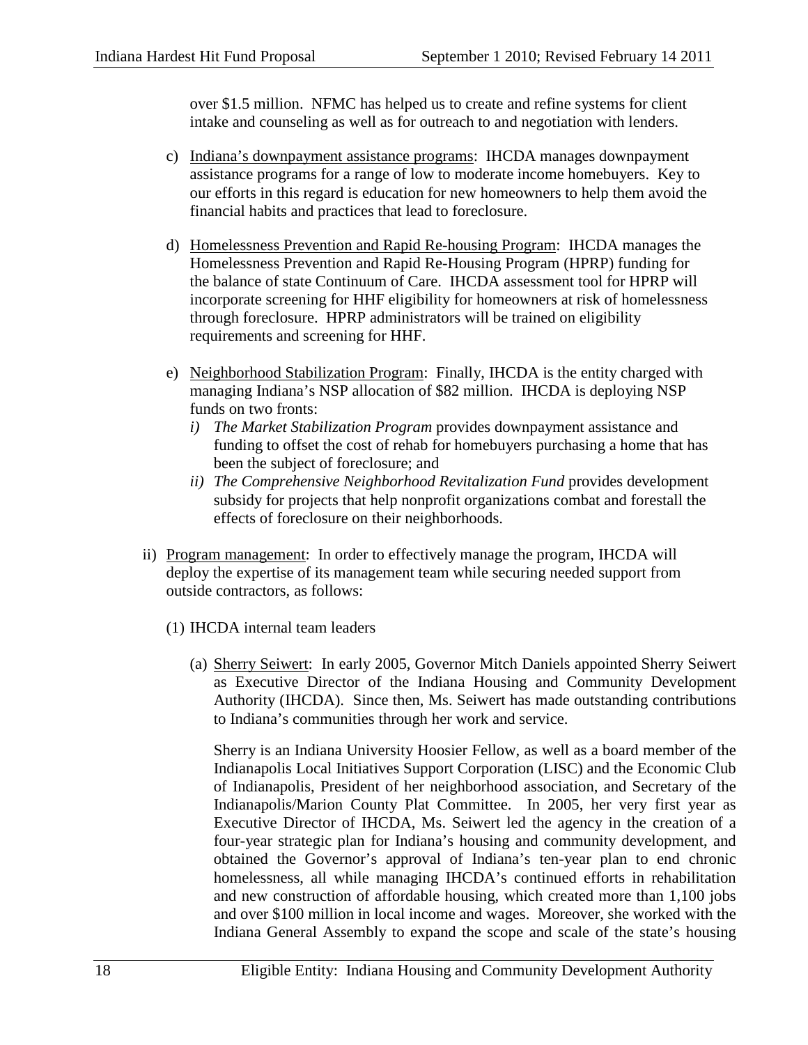over $1.5 million. NFMC has helped us to create and refine systems for client intake and counseling as well as for outreach to and negotiation with lenders.

c) Indiana's downpayment assistance programs: IHCDA manages downpayment assistance programs for a range of low to moderate income homebuyers. Key to our efforts in this regard is education for new homeowners to help them avoid the financial habits and practices that lead to foreclosure.

d) Homelessness Prevention and Rapid Re-housing Program: IHCDA manages the Homelessness Prevention and Rapid Re-Housing Program (HPRP) funding for the balance of state Continuum of Care. IHCDA assessment tool for HPRP will incorporate screening for HHF eligibility for homeowners at risk of homelessness through foreclosure. HPRP administrators will be trained on eligibility requirements and screening for HHF.

e) Neighborhood Stabilization Program: Finally, IHCDA is the entity charged with managing Indiana's NSP allocation of $82 million. IHCDA is deploying NSP funds on two fronts:
   *i) The Market Stabilization Program* provides downpayment assistance and funding to offset the cost of rehab for homebuyers purchasing a home that has been the subject of foreclosure; and
   *ii) The Comprehensive Neighborhood Revitalization Fund* provides development subsidy for projects that help nonprofit organizations combat and forestall the effects of foreclosure on their neighborhoods.

ii) Program management: In order to effectively manage the program, IHCDA will deploy the expertise of its management team while securing needed support from outside contractors, as follows:

(1) IHCDA internal team leaders

(a) Sherry Seiwert: In early 2005, Governor Mitch Daniels appointed Sherry Seiwert as Executive Director of the Indiana Housing and Community Development Authority (IHCDA). Since then, Ms. Seiwert has made outstanding contributions to Indiana's communities through her work and service.

Sherry is an Indiana University Hoosier Fellow, as well as a board member of the Indianapolis Local Initiatives Support Corporation (LISC) and the Economic Club of Indianapolis, President of her neighborhood association, and Secretary of the Indianapolis/Marion County Plat Committee. In 2005, her very first year as Executive Director of IHCDA, Ms. Seiwert led the agency in the creation of a four-year strategic plan for Indiana's housing and community development, and obtained the Governor's approval of Indiana's ten-year plan to end chronic homelessness, all while managing IHCDA's continued efforts in rehabilitation and new construction of affordable housing, which created more than 1,100 jobs and over $100 million in local income and wages. Moreover, she worked with the Indiana General Assembly to expand the scope and scale of the state's housing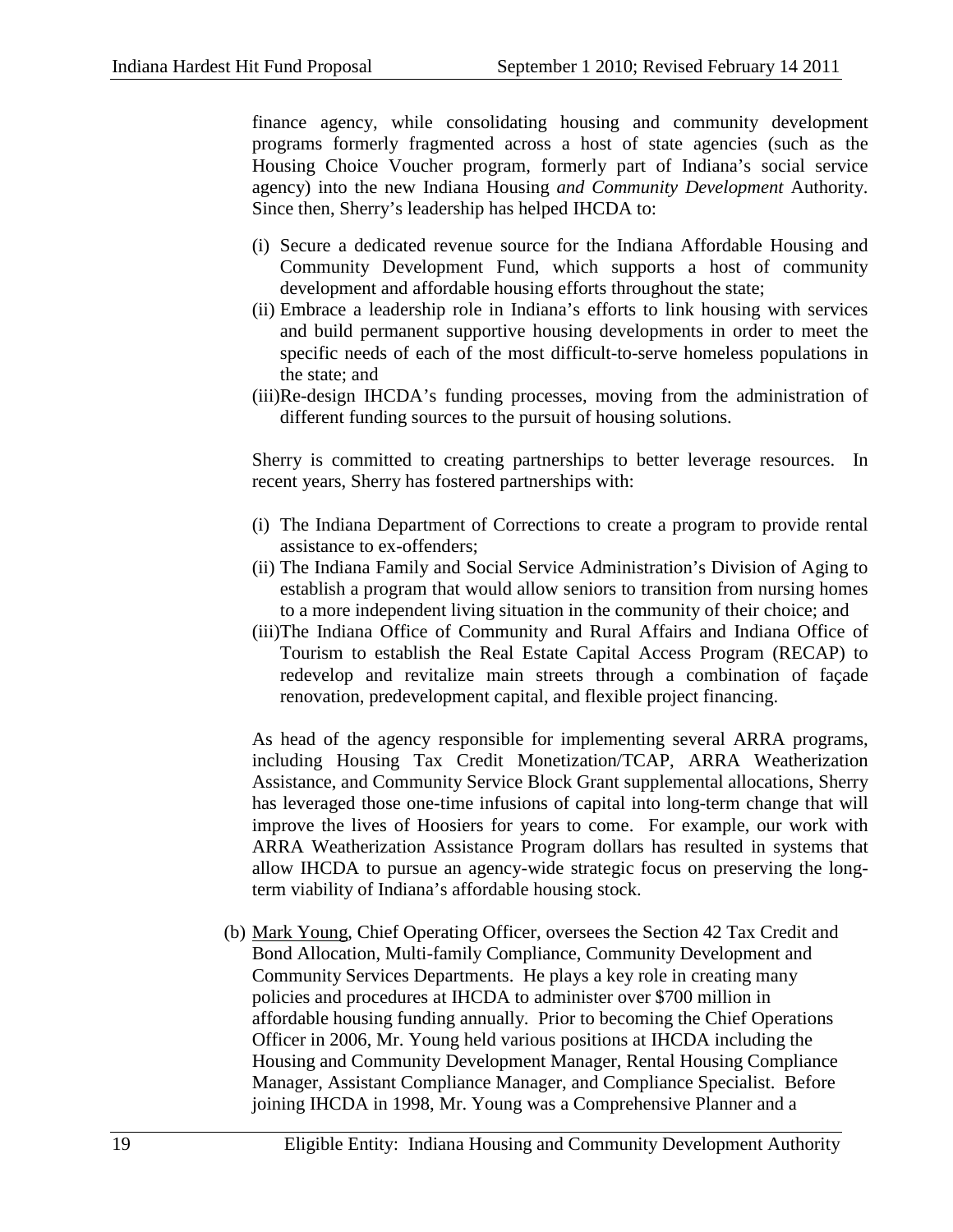finance agency, while consolidating housing and community development programs formerly fragmented across a host of state agencies (such as the Housing Choice Voucher program, formerly part of Indiana's social service agency) into the new Indiana Housing *and Community Development* Authority. Since then, Sherry's leadership has helped IHCDA to:

(i) Secure a dedicated revenue source for the Indiana Affordable Housing and Community Development Fund, which supports a host of community development and affordable housing efforts throughout the state;

(ii) Embrace a leadership role in Indiana's efforts to link housing with services and build permanent supportive housing developments in order to meet the specific needs of each of the most difficult-to-serve homeless populations in the state; and

(iii) Re-design IHCDA's funding processes, moving from the administration of different funding sources to the pursuit of housing solutions.

Sherry is committed to creating partnerships to better leverage resources. In recent years, Sherry has fostered partnerships with:

(i) The Indiana Department of Corrections to create a program to provide rental assistance to ex-offenders;

(ii) The Indiana Family and Social Service Administration's Division of Aging to establish a program that would allow seniors to transition from nursing homes to a more independent living situation in the community of their choice; and

(iii) The Indiana Office of Community and Rural Affairs and Indiana Office of Tourism to establish the Real Estate Capital Access Program (RECAP) to redevelop and revitalize main streets through a combination of façade renovation, predevelopment capital, and flexible project financing.

As head of the agency responsible for implementing several ARRA programs, including Housing Tax Credit Monetization/TCAP, ARRA Weatherization Assistance, and Community Service Block Grant supplemental allocations, Sherry has leveraged those one-time infusions of capital into long-term change that will improve the lives of Hoosiers for years to come. For example, our work with ARRA Weatherization Assistance Program dollars has resulted in systems that allow IHCDA to pursue an agency-wide strategic focus on preserving the long-term viability of Indiana's affordable housing stock.

(b) Mark Young, Chief Operating Officer, oversees the Section 42 Tax Credit and Bond Allocation, Multi-family Compliance, Community Development and Community Services Departments. He plays a key role in creating many policies and procedures at IHCDA to administer over $700 million in affordable housing funding annually. Prior to becoming the Chief Operations Officer in 2006, Mr. Young held various positions at IHCDA including the Housing and Community Development Manager, Rental Housing Compliance Manager, Assistant Compliance Manager, and Compliance Specialist. Before joining IHCDA in 1998, Mr. Young was a Comprehensive Planner and a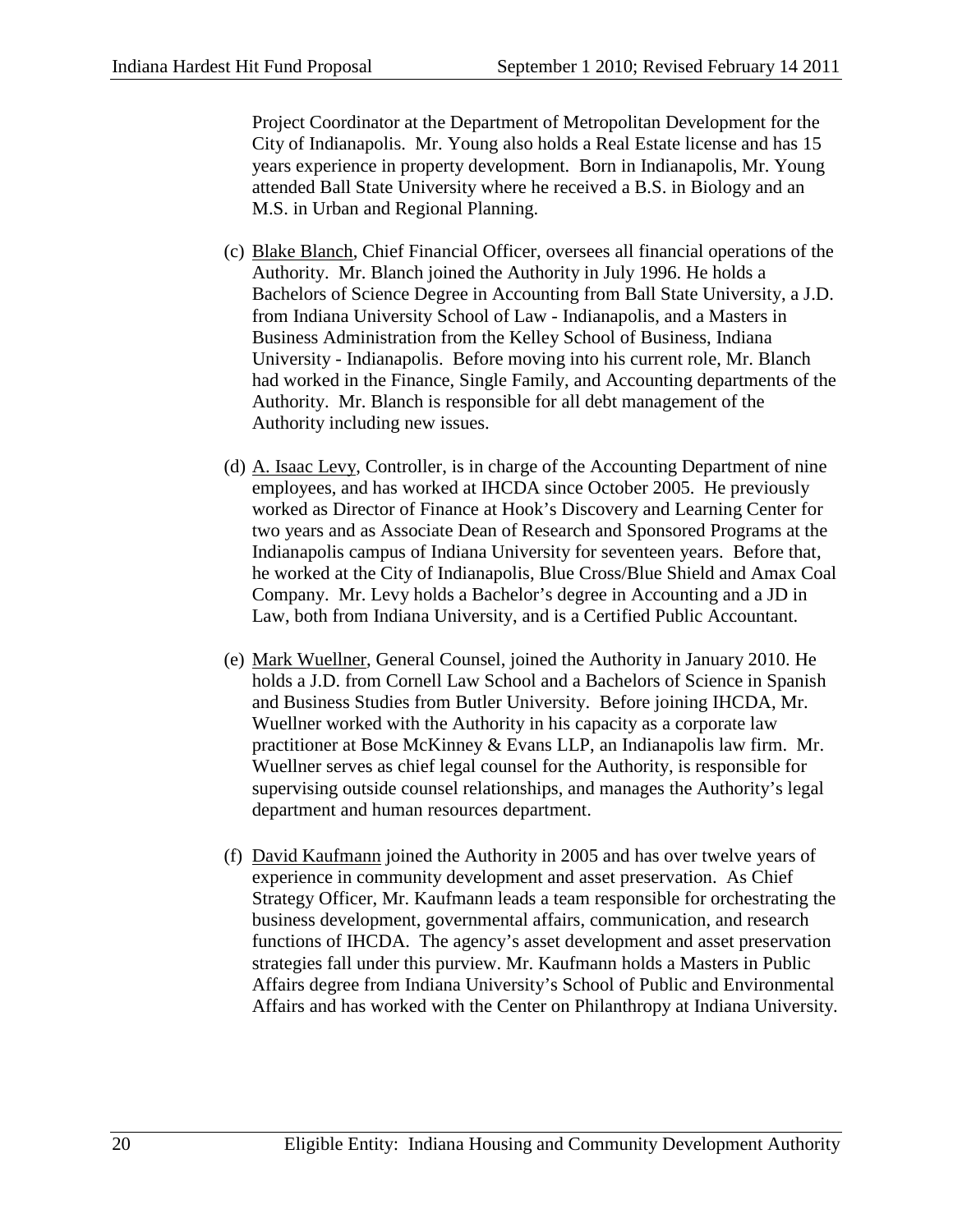Project Coordinator at the Department of Metropolitan Development for the City of Indianapolis. Mr. Young also holds a Real Estate license and has 15 years experience in property development. Born in Indianapolis, Mr. Young attended Ball State University where he received a B.S. in Biology and an M.S. in Urban and Regional Planning.

(c) Blake Blanch, Chief Financial Officer, oversees all financial operations of the Authority. Mr. Blanch joined the Authority in July 1996. He holds a Bachelors of Science Degree in Accounting from Ball State University, a J.D. from Indiana University School of Law - Indianapolis, and a Masters in Business Administration from the Kelley School of Business, Indiana University - Indianapolis. Before moving into his current role, Mr. Blanch had worked in the Finance, Single Family, and Accounting departments of the Authority. Mr. Blanch is responsible for all debt management of the Authority including new issues.

(d) A. Isaac Levy, Controller, is in charge of the Accounting Department of nine employees, and has worked at IHCDA since October 2005. He previously worked as Director of Finance at Hook's Discovery and Learning Center for two years and as Associate Dean of Research and Sponsored Programs at the Indianapolis campus of Indiana University for seventeen years. Before that, he worked at the City of Indianapolis, Blue Cross/Blue Shield and Amax Coal Company. Mr. Levy holds a Bachelor's degree in Accounting and a JD in Law, both from Indiana University, and is a Certified Public Accountant.

(e) Mark Wuellner, General Counsel, joined the Authority in January 2010. He holds a J.D. from Cornell Law School and a Bachelors of Science in Spanish and Business Studies from Butler University. Before joining IHCDA, Mr. Wuellner worked with the Authority in his capacity as a corporate law practitioner at Bose McKinney & Evans LLP, an Indianapolis law firm. Mr. Wuellner serves as chief legal counsel for the Authority, is responsible for supervising outside counsel relationships, and manages the Authority's legal department and human resources department.

(f) David Kaufmann joined the Authority in 2005 and has over twelve years of experience in community development and asset preservation. As Chief Strategy Officer, Mr. Kaufmann leads a team responsible for orchestrating the business development, governmental affairs, communication, and research functions of IHCDA. The agency's asset development and asset preservation strategies fall under this purview. Mr. Kaufmann holds a Masters in Public Affairs degree from Indiana University's School of Public and Environmental Affairs and has worked with the Center on Philanthropy at Indiana University.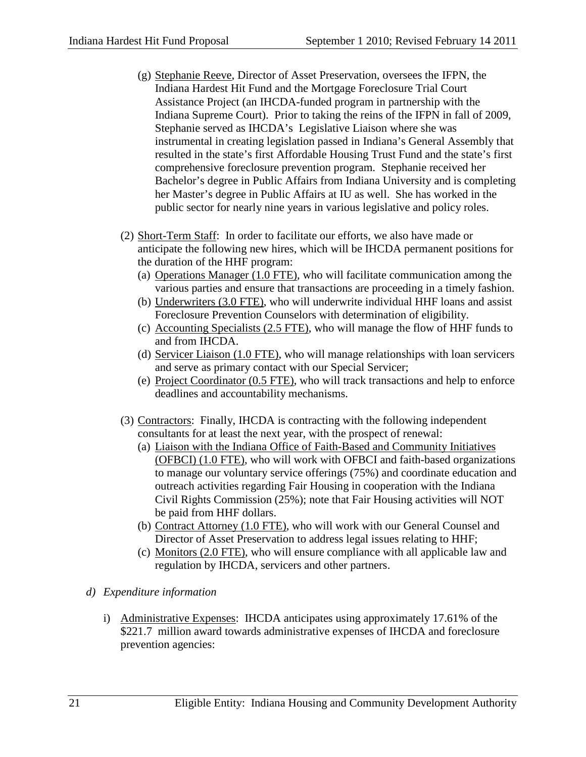(g) Stephanie Reeve, Director of Asset Preservation, oversees the IFPN, the Indiana Hardest Hit Fund and the Mortgage Foreclosure Trial Court Assistance Project (an IHCDA-funded program in partnership with the Indiana Supreme Court). Prior to taking the reins of the IFPN in fall of 2009, Stephanie served as IHCDA's Legislative Liaison where she was instrumental in creating legislation passed in Indiana's General Assembly that resulted in the state's first Affordable Housing Trust Fund and the state's first comprehensive foreclosure prevention program. Stephanie received her Bachelor's degree in Public Affairs from Indiana University and is completing her Master's degree in Public Affairs at IU as well. She has worked in the public sector for nearly nine years in various legislative and policy roles.

(2) Short-Term Staff: In order to facilitate our efforts, we also have made or anticipate the following new hires, which will be IHCDA permanent positions for the duration of the HHF program:

- (a) Operations Manager (1.0 FTE), who will facilitate communication among the various parties and ensure that transactions are proceeding in a timely fashion.
- (b) Underwriters (3.0 FTE), who will underwrite individual HHF loans and assist Foreclosure Prevention Counselors with determination of eligibility.
- (c) Accounting Specialists (2.5 FTE), who will manage the flow of HHF funds to and from IHCDA.
- (d) Servicer Liaison (1.0 FTE), who will manage relationships with loan servicers and serve as primary contact with our Special Servicer;
- (e) Project Coordinator (0.5 FTE), who will track transactions and help to enforce deadlines and accountability mechanisms.

(3) Contractors: Finally, IHCDA is contracting with the following independent consultants for at least the next year, with the prospect of renewal:

- (a) Liaison with the Indiana Office of Faith-Based and Community Initiatives (OFBCI) (1.0 FTE), who will work with OFBCI and faith-based organizations to manage our voluntary service offerings (75%) and coordinate education and outreach activities regarding Fair Housing in cooperation with the Indiana Civil Rights Commission (25%); note that Fair Housing activities will NOT be paid from HHF dollars.
- (b) Contract Attorney (1.0 FTE), who will work with our General Counsel and Director of Asset Preservation to address legal issues relating to HHF;
- (c) Monitors (2.0 FTE), who will ensure compliance with all applicable law and regulation by IHCDA, servicers and other partners.

*d) Expenditure information*

i) Administrative Expenses: IHCDA anticipates using approximately 17.61% of the $221.7 million award towards administrative expenses of IHCDA and foreclosure prevention agencies: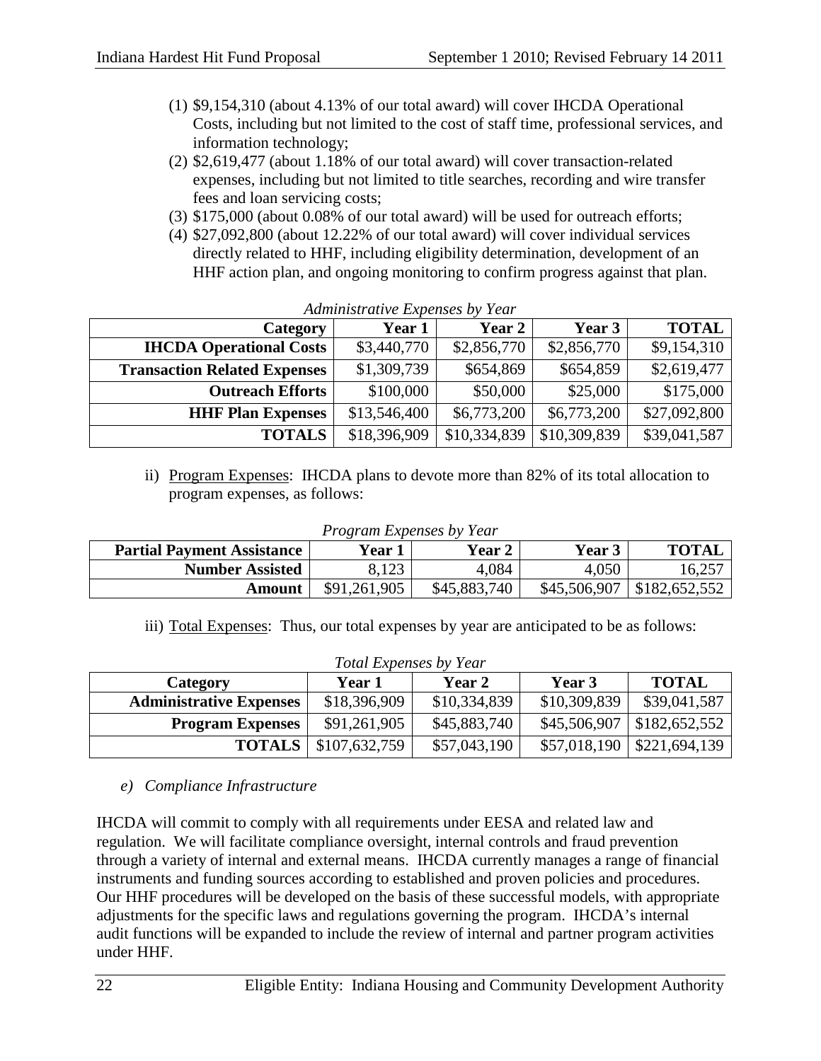(1) $9,154,310 (about 4.13% of our total award) will cover IHCDA Operational Costs, including but not limited to the cost of staff time, professional services, and information technology;
(2) $2,619,477 (about 1.18% of our total award) will cover transaction-related expenses, including but not limited to title searches, recording and wire transfer fees and loan servicing costs;
(3) $175,000 (about 0.08% of our total award) will be used for outreach efforts;
(4) $27,092,800 (about 12.22% of our total award) will cover individual services directly related to HHF, including eligibility determination, development of an HHF action plan, and ongoing monitoring to confirm progress against that plan.

*Administrative Expenses by Year*

| Category | Year 1 | Year 2 | Year 3 | TOTAL |
|---|---|---|---|---|
| **IHCDA Operational Costs** | $3,440,770 | $2,856,770 | $2,856,770 | $9,154,310 |
| **Transaction Related Expenses** | $1,309,739 | $654,869 | $654,859 | $2,619,477 |
| **Outreach Efforts** | $100,000 | $50,000 | $25,000 | $175,000 |
| **HHF Plan Expenses** | $13,546,400 | $6,773,200 | $6,773,200 | $27,092,800 |
| **TOTALS** | $18,396,909 | $10,334,839 | $10,309,839 | $39,041,587 |

ii) Program Expenses: IHCDA plans to devote more than 82% of its total allocation to program expenses, as follows:

*Program Expenses by Year*

| Partial Payment Assistance | Year 1 | Year 2 | Year 3 | TOTAL |
|---|---|---|---|---|
| **Number Assisted** | 8,123 | 4,084 | 4,050 | 16,257 |
| **Amount** | $91,261,905 | $45,883,740 | $45,506,907 | $182,652,552 |

iii) Total Expenses: Thus, our total expenses by year are anticipated to be as follows:

*Total Expenses by Year*

| Category | Year 1 | Year 2 | Year 3 | TOTAL |
|---|---|---|---|---|
| **Administrative Expenses** | $18,396,909 | $10,334,839 | $10,309,839 | $39,041,587 |
| **Program Expenses** | $91,261,905 | $45,883,740 | $45,506,907 | $182,652,552 |
| **TOTALS** | $107,632,759 | $57,043,190 | $57,018,190 | $221,694,139 |

*e) Compliance Infrastructure*

IHCDA will commit to comply with all requirements under EESA and related law and regulation. We will facilitate compliance oversight, internal controls and fraud prevention through a variety of internal and external means. IHCDA currently manages a range of financial instruments and funding sources according to established and proven policies and procedures. Our HHF procedures will be developed on the basis of these successful models, with appropriate adjustments for the specific laws and regulations governing the program. IHCDA's internal audit functions will be expanded to include the review of internal and partner program activities under HHF.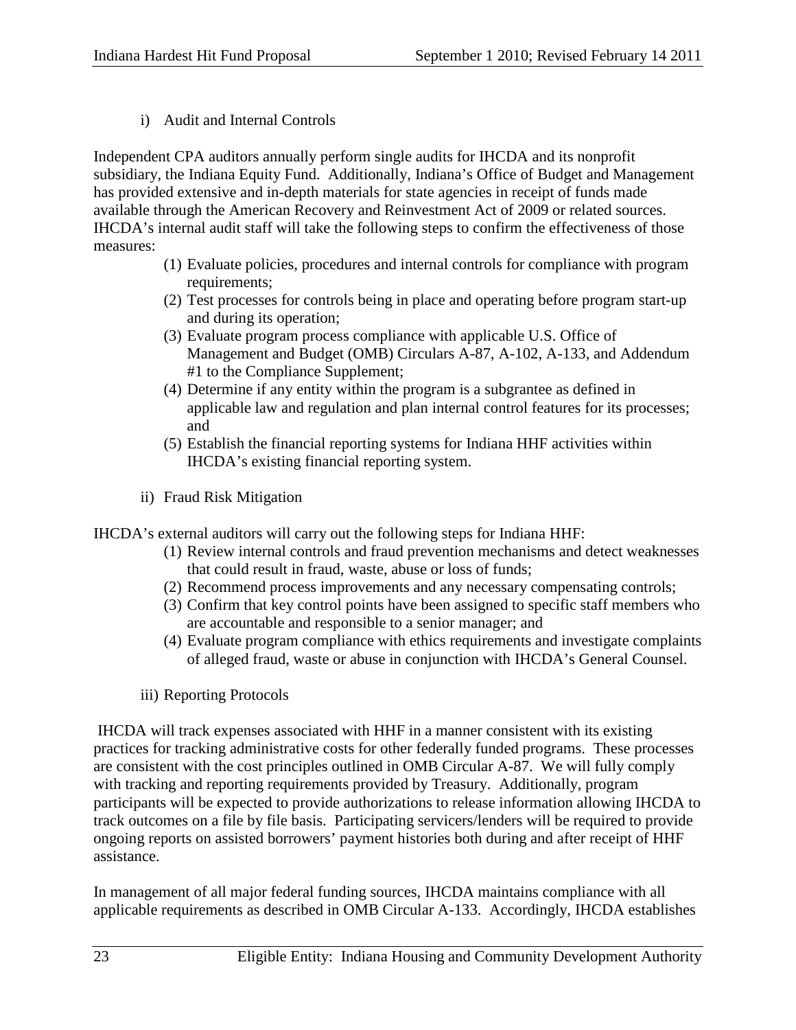i) Audit and Internal Controls

Independent CPA auditors annually perform single audits for IHCDA and its nonprofit subsidiary, the Indiana Equity Fund. Additionally, Indiana's Office of Budget and Management has provided extensive and in-depth materials for state agencies in receipt of funds made available through the American Recovery and Reinvestment Act of 2009 or related sources. IHCDA's internal audit staff will take the following steps to confirm the effectiveness of those measures:

(1) Evaluate policies, procedures and internal controls for compliance with program requirements;
(2) Test processes for controls being in place and operating before program start-up and during its operation;
(3) Evaluate program process compliance with applicable U.S. Office of Management and Budget (OMB) Circulars A-87, A-102, A-133, and Addendum #1 to the Compliance Supplement;
(4) Determine if any entity within the program is a subgrantee as defined in applicable law and regulation and plan internal control features for its processes; and
(5) Establish the financial reporting systems for Indiana HHF activities within IHCDA's existing financial reporting system.

ii) Fraud Risk Mitigation

IHCDA's external auditors will carry out the following steps for Indiana HHF:

(1) Review internal controls and fraud prevention mechanisms and detect weaknesses that could result in fraud, waste, abuse or loss of funds;
(2) Recommend process improvements and any necessary compensating controls;
(3) Confirm that key control points have been assigned to specific staff members who are accountable and responsible to a senior manager; and
(4) Evaluate program compliance with ethics requirements and investigate complaints of alleged fraud, waste or abuse in conjunction with IHCDA's General Counsel.

iii) Reporting Protocols

IHCDA will track expenses associated with HHF in a manner consistent with its existing practices for tracking administrative costs for other federally funded programs. These processes are consistent with the cost principles outlined in OMB Circular A-87. We will fully comply with tracking and reporting requirements provided by Treasury. Additionally, program participants will be expected to provide authorizations to release information allowing IHCDA to track outcomes on a file by file basis. Participating servicers/lenders will be required to provide ongoing reports on assisted borrowers' payment histories both during and after receipt of HHF assistance.

In management of all major federal funding sources, IHCDA maintains compliance with all applicable requirements as described in OMB Circular A-133. Accordingly, IHCDA establishes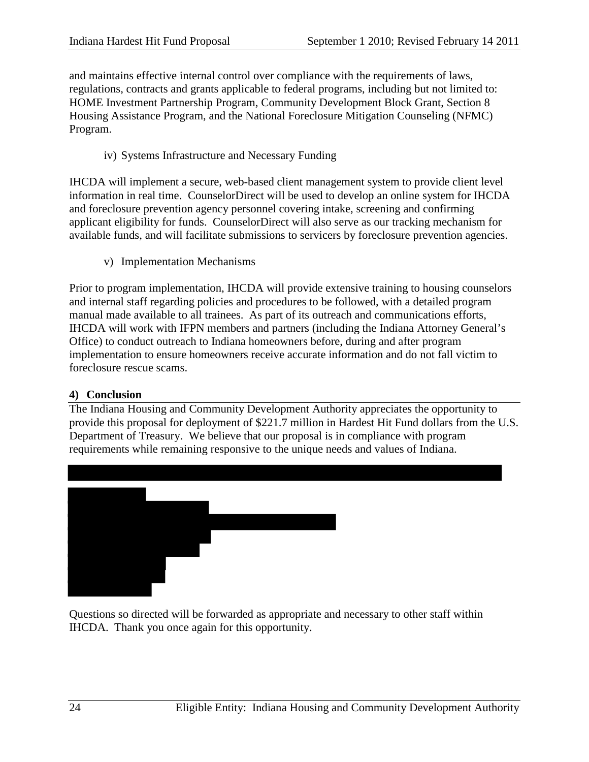and maintains effective internal control over compliance with the requirements of laws, regulations, contracts and grants applicable to federal programs, including but not limited to: HOME Investment Partnership Program, Community Development Block Grant, Section 8 Housing Assistance Program, and the National Foreclosure Mitigation Counseling (NFMC) Program.

iv) Systems Infrastructure and Necessary Funding

IHCDA will implement a secure, web-based client management system to provide client level information in real time. CounselorDirect will be used to develop an online system for IHCDA and foreclosure prevention agency personnel covering intake, screening and confirming applicant eligibility for funds. CounselorDirect will also serve as our tracking mechanism for available funds, and will facilitate submissions to servicers by foreclosure prevention agencies.

v) Implementation Mechanisms

Prior to program implementation, IHCDA will provide extensive training to housing counselors and internal staff regarding policies and procedures to be followed, with a detailed program manual made available to all trainees. As part of its outreach and communications efforts, IHCDA will work with IFPN members and partners (including the Indiana Attorney General's Office) to conduct outreach to Indiana homeowners before, during and after program implementation to ensure homeowners receive accurate information and do not fall victim to foreclosure rescue scams.

## 4) Conclusion

The Indiana Housing and Community Development Authority appreciates the opportunity to provide this proposal for deployment of $221.7 million in Hardest Hit Fund dollars from the U.S. Department of Treasury. We believe that our proposal is in compliance with program requirements while remaining responsive to the unique needs and values of Indiana.

Questions so directed will be forwarded as appropriate and necessary to other staff within IHCDA. Thank you once again for this opportunity.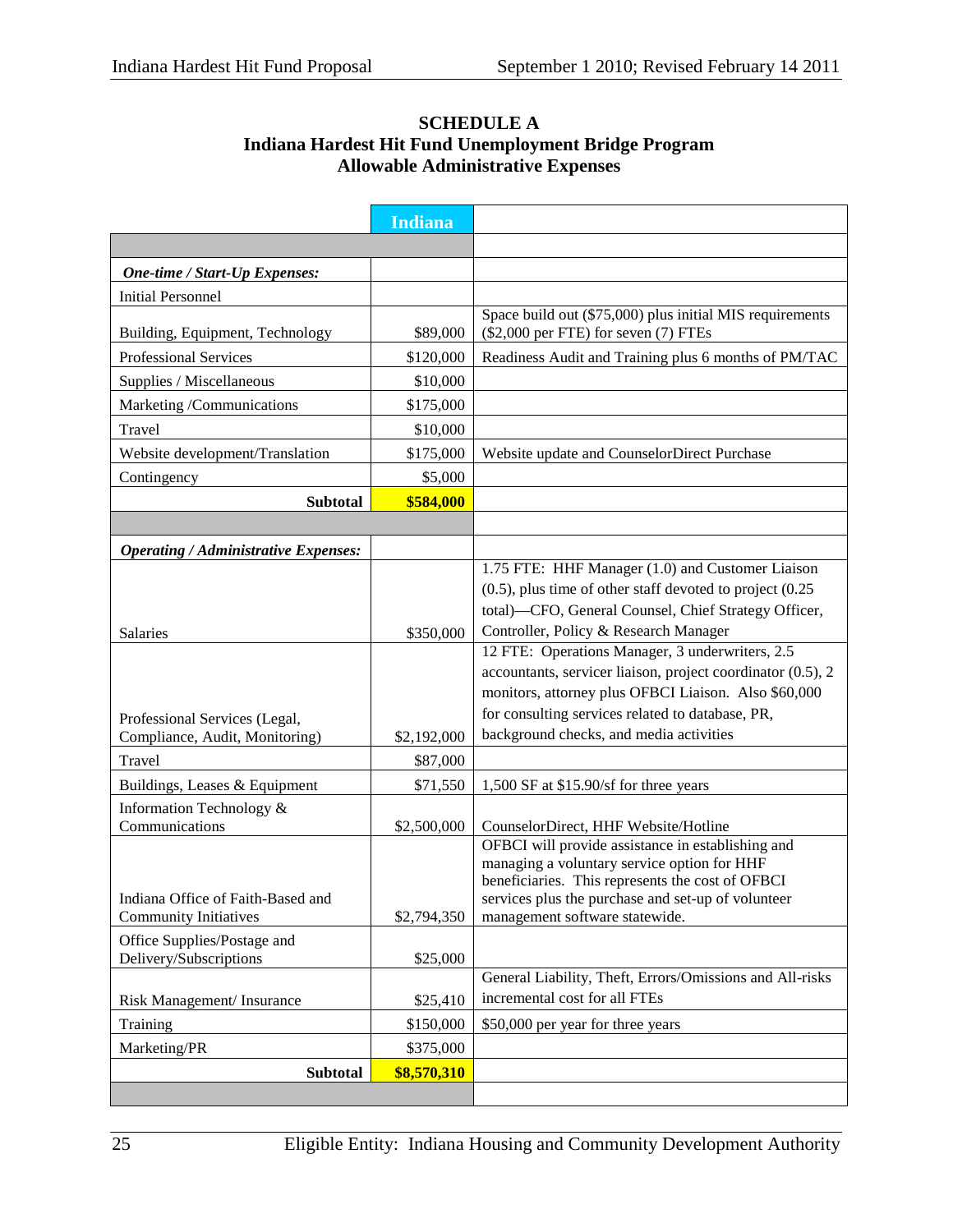**SCHEDULE A**
**Indiana Hardest Hit Fund Unemployment Bridge Program**
**Allowable Administrative Expenses**

| | Indiana | |
|---|---|---|
| | | |
| ***One-time / Start-Up Expenses:*** | | |
| Initial Personnel | | |
| Building, Equipment, Technology | $89,000 | Space build out ($75,000) plus initial MIS requirements ($2,000 per FTE) for seven (7) FTEs |
| Professional Services | $120,000 | Readiness Audit and Training plus 6 months of PM/TAC |
| Supplies / Miscellaneous | $10,000 | |
| Marketing /Communications | $175,000 | |
| Travel | $10,000 | |
| Website development/Translation | $175,000 | Website update and CounselorDirect Purchase |
| Contingency | $5,000 | |
| **Subtotal** | **$584,000** | |
| | | |
| ***Operating / Administrative Expenses:*** | | |
| Salaries | $350,000 | 1.75 FTE: HHF Manager (1.0) and Customer Liaison (0.5), plus time of other staff devoted to project (0.25 total)—CFO, General Counsel, Chief Strategy Officer, Controller, Policy & Research Manager |
| Professional Services (Legal, Compliance, Audit, Monitoring) | $2,192,000 | 12 FTE: Operations Manager, 3 underwriters, 2.5 accountants, servicer liaison, project coordinator (0.5), 2 monitors, attorney plus OFBCI Liaison. Also $60,000 for consulting services related to database, PR, background checks, and media activities |
| Travel | $87,000 | |
| Buildings, Leases & Equipment | $71,550 | 1,500 SF at $15.90/sf for three years |
| Information Technology & Communications | $2,500,000 | CounselorDirect, HHF Website/Hotline |
| Indiana Office of Faith-Based and Community Initiatives | $2,794,350 | OFBCI will provide assistance in establishing and managing a voluntary service option for HHF beneficiaries. This represents the cost of OFBCI services plus the purchase and set-up of volunteer management software statewide. |
| Office Supplies/Postage and Delivery/Subscriptions | $25,000 | |
| Risk Management/ Insurance | $25,410 | General Liability, Theft, Errors/Omissions and All-risks incremental cost for all FTEs |
| Training | $150,000 | $50,000 per year for three years |
| Marketing/PR | $375,000 | |
| **Subtotal** | **$8,570,310** | |
| | | |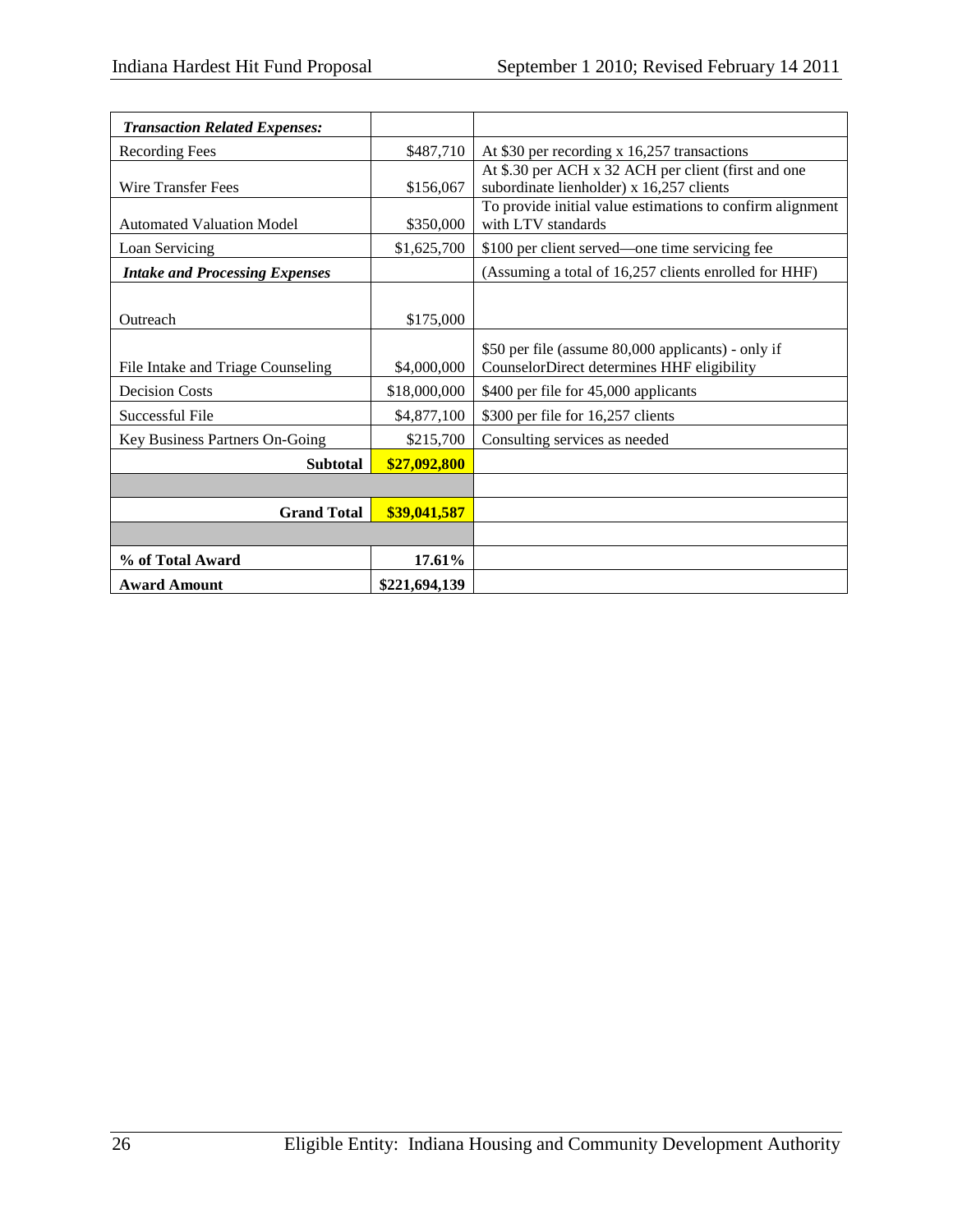| | | |
|---|---|---|
| ***Transaction Related Expenses:*** | | |
| Recording Fees | $487,710 | At $30 per recording x 16,257 transactions |
| Wire Transfer Fees | $156,067 | At $.30 per ACH x 32 ACH per client (first and one subordinate lienholder) x 16,257 clients |
| Automated Valuation Model | $350,000 | To provide initial value estimations to confirm alignment with LTV standards |
| Loan Servicing | $1,625,700 | $100 per client served—one time servicing fee |
| ***Intake and Processing Expenses*** | | (Assuming a total of 16,257 clients enrolled for HHF) |
| Outreach | $175,000 | |
| File Intake and Triage Counseling | $4,000,000 | $50 per file (assume 80,000 applicants) - only if CounselorDirect determines HHF eligibility |
| Decision Costs | $18,000,000 | $400 per file for 45,000 applicants |
| Successful File | $4,877,100 | $300 per file for 16,257 clients |
| Key Business Partners On-Going | $215,700 | Consulting services as needed |
| **Subtotal** | **$27,092,800** | |
| | | |
| **Grand Total** | **$39,041,587** | |
| | | |
| **% of Total Award** | **17.61%** | |
| **Award Amount** | **$221,694,139** | |